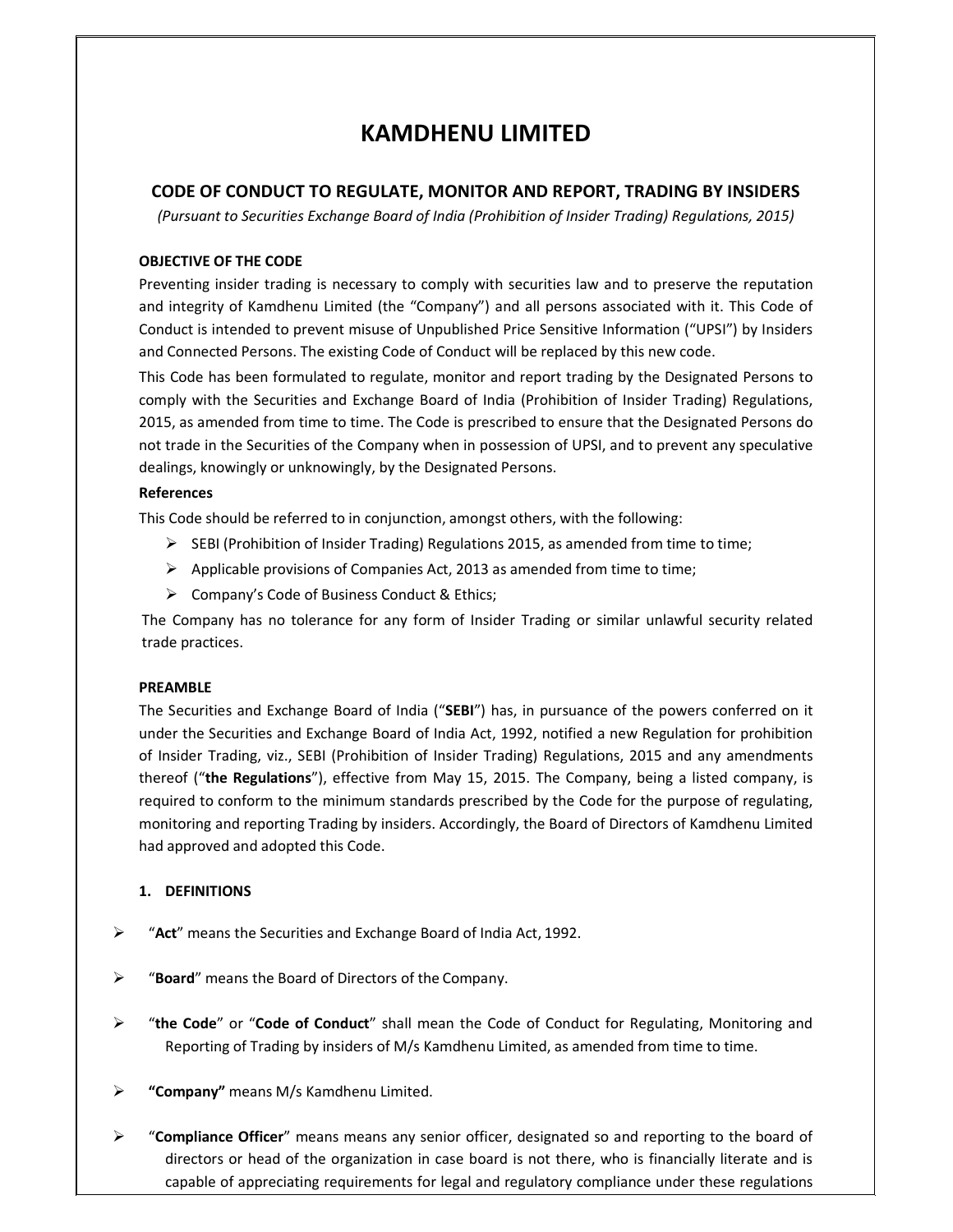# KAMDHENU LIMITED

## CODE OF CONDUCT TO REGULATE, MONITOR AND REPORT, TRADING BY INSIDERS

*(Pursuant to Securities Exchange Board of India (Prohibition of Insider Trading) Regulations, 2015)*

### OBJECTIVE OF THE CODE

Preventing insider trading is necessary to comply with securities law and to preserve the reputation and integrity of Kamdhenu Limited (the "Company") and all persons associated with it. This Code of Conduct is intended to prevent misuse of Unpublished Price Sensitive Information ("UPSI") by Insiders and Connected Persons. The existing Code of Conduct will be replaced by this new code.

This Code has been formulated to regulate, monitor and report trading by the Designated Persons to comply with the Securities and Exchange Board of India (Prohibition of Insider Trading) Regulations, 2015, as amended from time to time. The Code is prescribed to ensure that the Designated Persons do not trade in the Securities of the Company when in possession of UPSI, and to prevent any speculative dealings, knowingly or unknowingly, by the Designated Persons.

**References**

This Code should be referred to in conjunction, amongst others, with the following:

- SEBI (Prohibition of Insider Trading) Regulations 2015, as amended from time to time;
- Applicable provisions of Companies Act, 2013 as amended from time to time;
- Company's Code of Business Conduct & Ethics;

The Company has no tolerance for any form of Insider Trading or similar unlawful security related trade practices.

### PREAMBLE

The Securities and Exchange Board of India ("**SEBI**") has, in pursuance of the powers conferred on it under the Securities and Exchange Board of India Act, 1992, notified a new Regulation for prohibition of Insider Trading, viz., SEBI (Prohibition of Insider Trading) Regulations, 2015 and any amendments thereof ("**the Regulations**"), effective from May 15, 2015. The Company, being a listed company, is required to conform to the minimum standards prescribed by the Code for the purpose of regulating, monitoring and reporting Trading by insiders. Accordingly, the Board of Directors of Kamdhenu Limited had approved and adopted this Code.

### 1. DEFINITIONS

- "**Act**" means the Securities and Exchange Board of India Act, 1992.
- "**Board**" means the Board of Directors of the Company.
- "**the Code**" or "**Code of Conduct**" shall mean the Code of Conduct for Regulating, Monitoring and Reporting of Trading by insiders of M/s Kamdhenu Limited, as amended from time to time.
- **"Company"** means M/s Kamdhenu Limited.
- "**Compliance Officer**" means means any senior officer, designated so and reporting to the board of directors or head of the organization in case board is not there, who is financially literate and is capable of appreciating requirements for legal and regulatory compliance under these regulations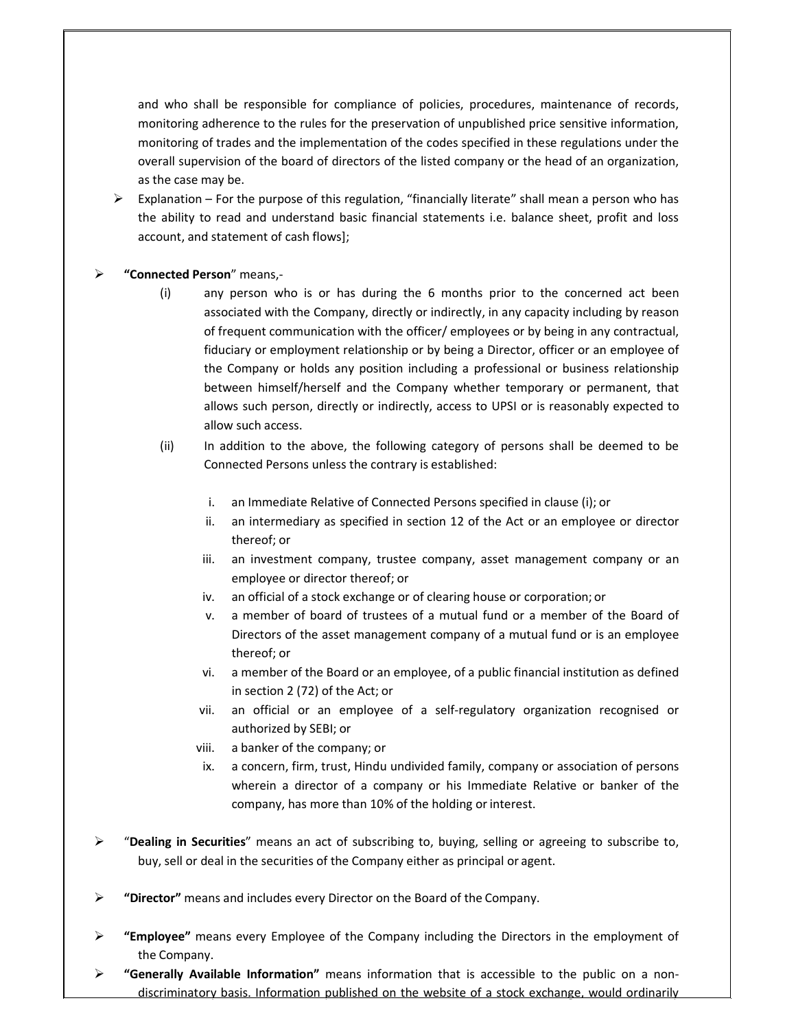and who shall be responsible for compliance of policies, procedures, maintenance of records, monitoring adherence to the rules for the preservation of unpublished price sensitive information, monitoring of trades and the implementation of the codes specified in these regulations under the overall supervision of the board of directors of the listed company or the head of an organization, as the case may be.

- Explanation – For the purpose of this regulation, "financially literate" shall mean a person who has the ability to read and understand basic financial statements i.e. balance sheet, profit and loss account, and statement of cash flows];

- **"Connected Person"** means,-
  - (i) any person who is or has during the 6 months prior to the concerned act been associated with the Company, directly or indirectly, in any capacity including by reason of frequent communication with the officer/ employees or by being in any contractual, fiduciary or employment relationship or by being a Director, officer or an employee of the Company or holds any position including a professional or business relationship between himself/herself and the Company whether temporary or permanent, that allows such person, directly or indirectly, access to UPSI or is reasonably expected to allow such access.
  - (ii) In addition to the above, the following category of persons shall be deemed to be Connected Persons unless the contrary is established:
    1. i. an Immediate Relative of Connected Persons specified in clause (i); or
    2. ii. an intermediary as specified in section 12 of the Act or an employee or director thereof; or
    3. iii. an investment company, trustee company, asset management company or an employee or director thereof; or
    4. iv. an official of a stock exchange or of clearing house or corporation; or
    5. v. a member of board of trustees of a mutual fund or a member of the Board of Directors of the asset management company of a mutual fund or is an employee thereof; or
    6. vi. a member of the Board or an employee, of a public financial institution as defined in section 2 (72) of the Act; or
    7. vii. an official or an employee of a self-regulatory organization recognised or authorized by SEBI; or
    8. viii. a banker of the company; or
    9. ix. a concern, firm, trust, Hindu undivided family, company or association of persons wherein a director of a company or his Immediate Relative or banker of the company, has more than 10% of the holding or interest.

- "**Dealing in Securities**" means an act of subscribing to, buying, selling or agreeing to subscribe to, buy, sell or deal in the securities of the Company either as principal or agent.

- **"Director"** means and includes every Director on the Board of the Company.

- **"Employee"** means every Employee of the Company including the Directors in the employment of the Company.
- **"Generally Available Information"** means information that is accessible to the public on a non-discriminatory basis. Information published on the website of a stock exchange, would ordinarily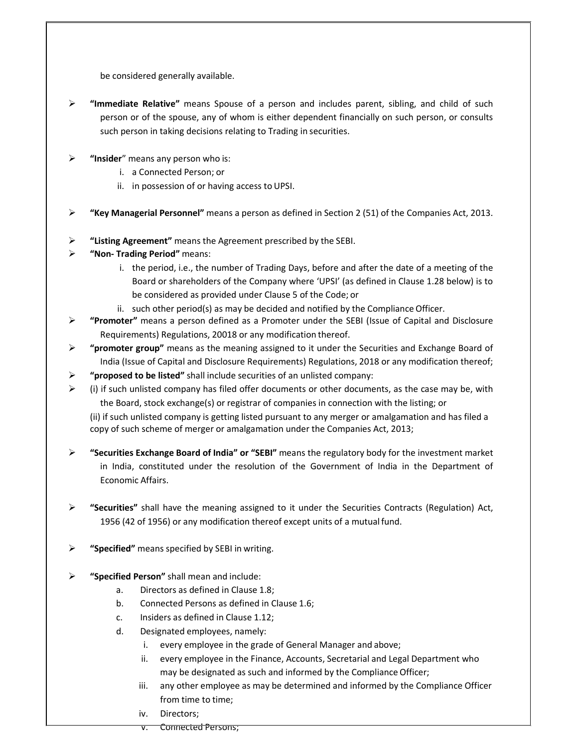be considered generally available.

- **"Immediate Relative"** means Spouse of a person and includes parent, sibling, and child of such person or of the spouse, any of whom is either dependent financially on such person, or consults such person in taking decisions relating to Trading in securities.

- **"Insider"** means any person who is:
  i. a Connected Person; or
  ii. in possession of or having access to UPSI.

- **"Key Managerial Personnel"** means a person as defined in Section 2 (51) of the Companies Act, 2013.

- **"Listing Agreement"** means the Agreement prescribed by the SEBI.
- **"Non- Trading Period"** means:
  i. the period, i.e., the number of Trading Days, before and after the date of a meeting of the Board or shareholders of the Company where 'UPSI' (as defined in Clause 1.28 below) is to be considered as provided under Clause 5 of the Code; or
  ii. such other period(s) as may be decided and notified by the Compliance Officer.
- **"Promoter"** means a person defined as a Promoter under the SEBI (Issue of Capital and Disclosure Requirements) Regulations, 20018 or any modification thereof.
- **"promoter group"** means as the meaning assigned to it under the Securities and Exchange Board of India (Issue of Capital and Disclosure Requirements) Regulations, 2018 or any modification thereof;
- **"proposed to be listed"** shall include securities of an unlisted company:
- (i) if such unlisted company has filed offer documents or other documents, as the case may be, with the Board, stock exchange(s) or registrar of companies in connection with the listing; or

  (ii) if such unlisted company is getting listed pursuant to any merger or amalgamation and has filed a copy of such scheme of merger or amalgamation under the Companies Act, 2013;

- **"Securities Exchange Board of India" or "SEBI"** means the regulatory body for the investment market in India, constituted under the resolution of the Government of India in the Department of Economic Affairs.

- **"Securities"** shall have the meaning assigned to it under the Securities Contracts (Regulation) Act, 1956 (42 of 1956) or any modification thereof except units of a mutual fund.

- **"Specified"** means specified by SEBI in writing.

- **"Specified Person"** shall mean and include:
  a. Directors as defined in Clause 1.8;
  b. Connected Persons as defined in Clause 1.6;
  c. Insiders as defined in Clause 1.12;
  d. Designated employees, namely:
     i. every employee in the grade of General Manager and above;
     ii. every employee in the Finance, Accounts, Secretarial and Legal Department who may be designated as such and informed by the Compliance Officer;
     iii. any other employee as may be determined and informed by the Compliance Officer from time to time;
     iv. Directors;
     v. Connected Persons;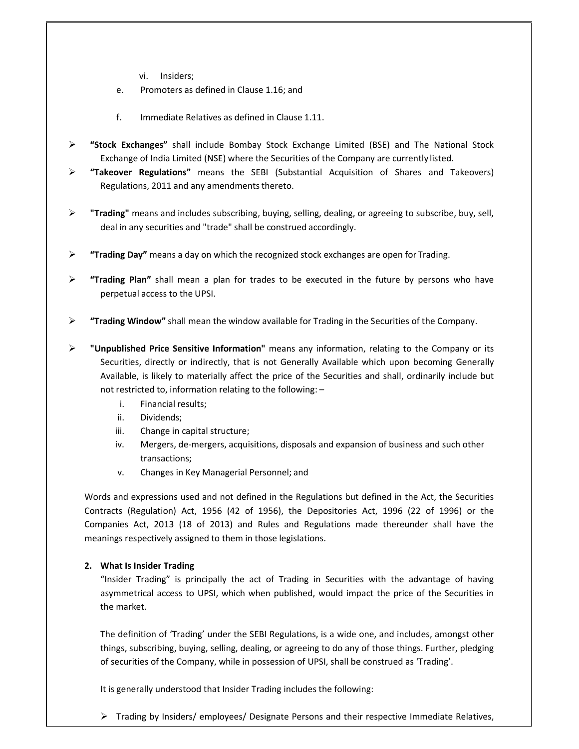vi. Insiders;

e. Promoters as defined in Clause 1.16; and

f. Immediate Relatives as defined in Clause 1.11.

- **"Stock Exchanges"** shall include Bombay Stock Exchange Limited (BSE) and The National Stock Exchange of India Limited (NSE) where the Securities of the Company are currently listed.
- **"Takeover Regulations"** means the SEBI (Substantial Acquisition of Shares and Takeovers) Regulations, 2011 and any amendments thereto.
- **"Trading"** means and includes subscribing, buying, selling, dealing, or agreeing to subscribe, buy, sell, deal in any securities and "trade" shall be construed accordingly.
- **"Trading Day"** means a day on which the recognized stock exchanges are open for Trading.
- **"Trading Plan"** shall mean a plan for trades to be executed in the future by persons who have perpetual access to the UPSI.
- **"Trading Window"** shall mean the window available for Trading in the Securities of the Company.
- **"Unpublished Price Sensitive Information"** means any information, relating to the Company or its Securities, directly or indirectly, that is not Generally Available which upon becoming Generally Available, is likely to materially affect the price of the Securities and shall, ordinarily include but not restricted to, information relating to the following: –
  - i. Financial results;
  - ii. Dividends;
  - iii. Change in capital structure;
  - iv. Mergers, de-mergers, acquisitions, disposals and expansion of business and such other transactions;
  - v. Changes in Key Managerial Personnel; and

Words and expressions used and not defined in the Regulations but defined in the Act, the Securities Contracts (Regulation) Act, 1956 (42 of 1956), the Depositories Act, 1996 (22 of 1996) or the Companies Act, 2013 (18 of 2013) and Rules and Regulations made thereunder shall have the meanings respectively assigned to them in those legislations.

## 2. What Is Insider Trading

"Insider Trading" is principally the act of Trading in Securities with the advantage of having asymmetrical access to UPSI, which when published, would impact the price of the Securities in the market.

The definition of 'Trading' under the SEBI Regulations, is a wide one, and includes, amongst other things, subscribing, buying, selling, dealing, or agreeing to do any of those things. Further, pledging of securities of the Company, while in possession of UPSI, shall be construed as 'Trading'.

It is generally understood that Insider Trading includes the following:

- Trading by Insiders/ employees/ Designate Persons and their respective Immediate Relatives,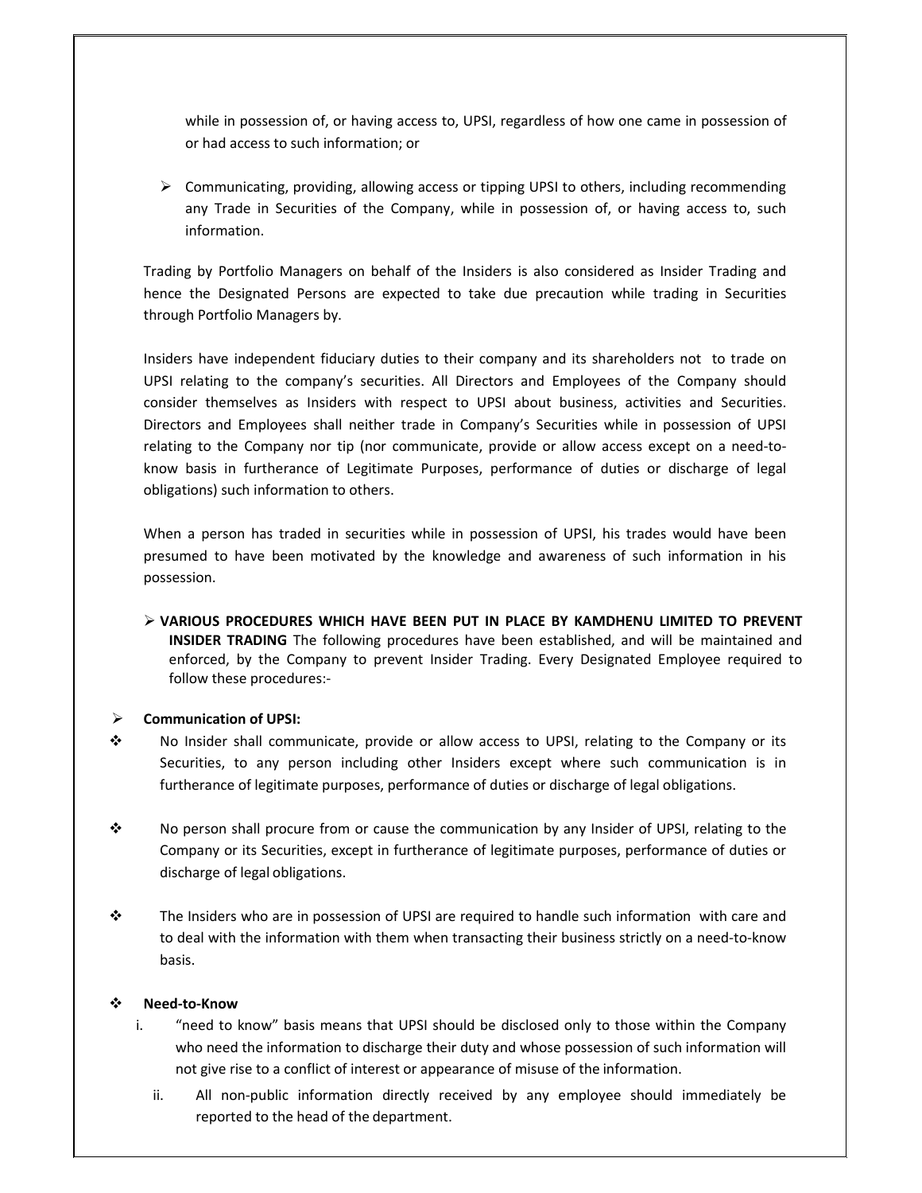while in possession of, or having access to, UPSI, regardless of how one came in possession of or had access to such information; or

- Communicating, providing, allowing access or tipping UPSI to others, including recommending any Trade in Securities of the Company, while in possession of, or having access to, such information.

Trading by Portfolio Managers on behalf of the Insiders is also considered as Insider Trading and hence the Designated Persons are expected to take due precaution while trading in Securities through Portfolio Managers by.

Insiders have independent fiduciary duties to their company and its shareholders not to trade on UPSI relating to the company's securities. All Directors and Employees of the Company should consider themselves as Insiders with respect to UPSI about business, activities and Securities. Directors and Employees shall neither trade in Company's Securities while in possession of UPSI relating to the Company nor tip (nor communicate, provide or allow access except on a need-to-know basis in furtherance of Legitimate Purposes, performance of duties or discharge of legal obligations) such information to others.

When a person has traded in securities while in possession of UPSI, his trades would have been presumed to have been motivated by the knowledge and awareness of such information in his possession.

- **VARIOUS PROCEDURES WHICH HAVE BEEN PUT IN PLACE BY KAMDHENU LIMITED TO PREVENT INSIDER TRADING** The following procedures have been established, and will be maintained and enforced, by the Company to prevent Insider Trading. Every Designated Employee required to follow these procedures:-

- **Communication of UPSI:**

- No Insider shall communicate, provide or allow access to UPSI, relating to the Company or its Securities, to any person including other Insiders except where such communication is in furtherance of legitimate purposes, performance of duties or discharge of legal obligations.

- No person shall procure from or cause the communication by any Insider of UPSI, relating to the Company or its Securities, except in furtherance of legitimate purposes, performance of duties or discharge of legal obligations.

- The Insiders who are in possession of UPSI are required to handle such information with care and to deal with the information with them when transacting their business strictly on a need-to-know basis.

- **Need-to-Know**

  i. "need to know" basis means that UPSI should be disclosed only to those within the Company who need the information to discharge their duty and whose possession of such information will not give rise to a conflict of interest or appearance of misuse of the information.

  ii. All non-public information directly received by any employee should immediately be reported to the head of the department.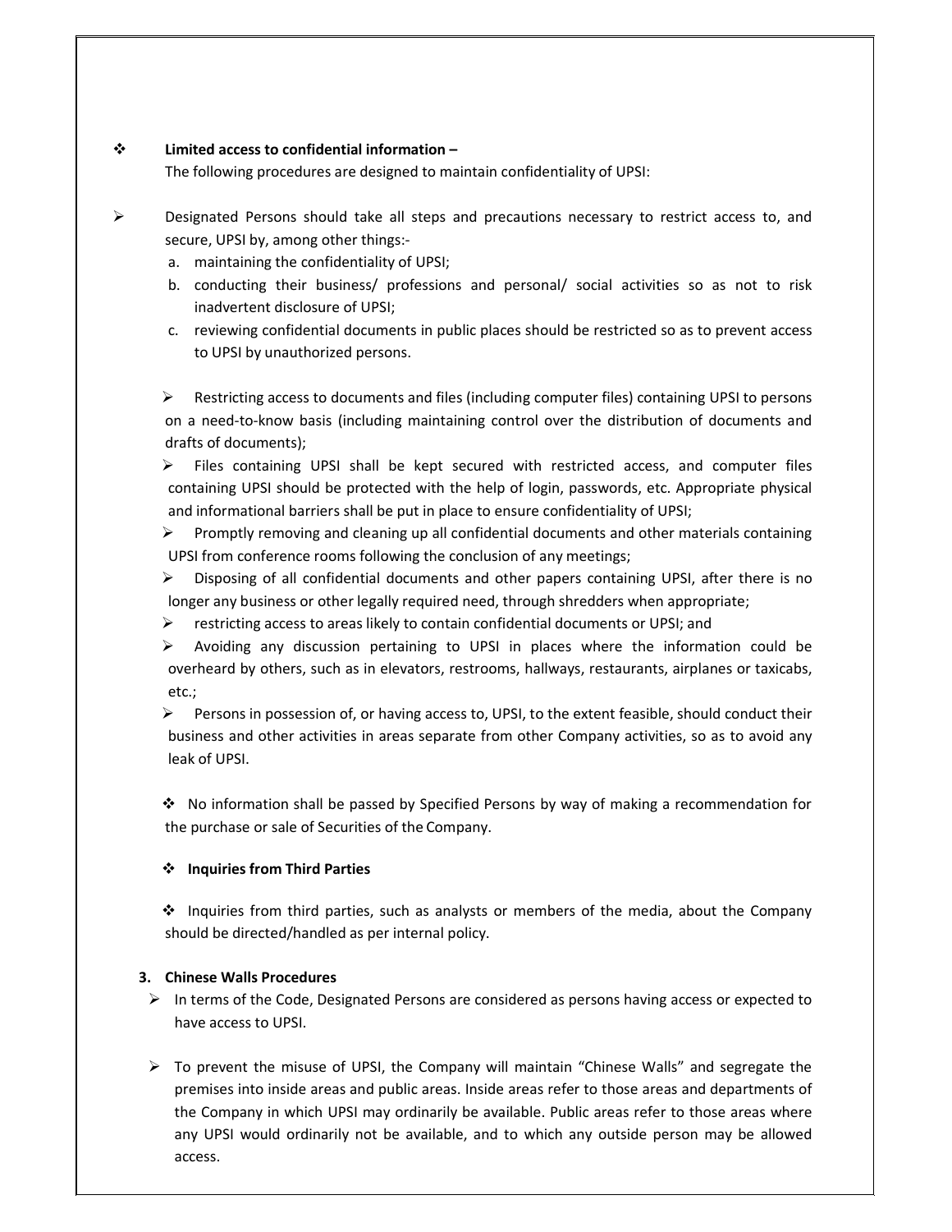- **Limited access to confidential information –**

  The following procedures are designed to maintain confidentiality of UPSI:

- Designated Persons should take all steps and precautions necessary to restrict access to, and secure, UPSI by, among other things:-
  a. maintaining the confidentiality of UPSI;
  b. conducting their business/ professions and personal/ social activities so as not to risk inadvertent disclosure of UPSI;
  c. reviewing confidential documents in public places should be restricted so as to prevent access to UPSI by unauthorized persons.

  - Restricting access to documents and files (including computer files) containing UPSI to persons on a need-to-know basis (including maintaining control over the distribution of documents and drafts of documents);
  - Files containing UPSI shall be kept secured with restricted access, and computer files containing UPSI should be protected with the help of login, passwords, etc. Appropriate physical and informational barriers shall be put in place to ensure confidentiality of UPSI;
  - Promptly removing and cleaning up all confidential documents and other materials containing UPSI from conference rooms following the conclusion of any meetings;
  - Disposing of all confidential documents and other papers containing UPSI, after there is no longer any business or other legally required need, through shredders when appropriate;
  - restricting access to areas likely to contain confidential documents or UPSI; and
  - Avoiding any discussion pertaining to UPSI in places where the information could be overheard by others, such as in elevators, restrooms, hallways, restaurants, airplanes or taxicabs, etc.;
  - Persons in possession of, or having access to, UPSI, to the extent feasible, should conduct their business and other activities in areas separate from other Company activities, so as to avoid any leak of UPSI.

  - No information shall be passed by Specified Persons by way of making a recommendation for the purchase or sale of Securities of the Company.

  - **Inquiries from Third Parties**

  - Inquiries from third parties, such as analysts or members of the media, about the Company should be directed/handled as per internal policy.

**3. Chinese Walls Procedures**

- In terms of the Code, Designated Persons are considered as persons having access or expected to have access to UPSI.

- To prevent the misuse of UPSI, the Company will maintain "Chinese Walls" and segregate the premises into inside areas and public areas. Inside areas refer to those areas and departments of the Company in which UPSI may ordinarily be available. Public areas refer to those areas where any UPSI would ordinarily not be available, and to which any outside person may be allowed access.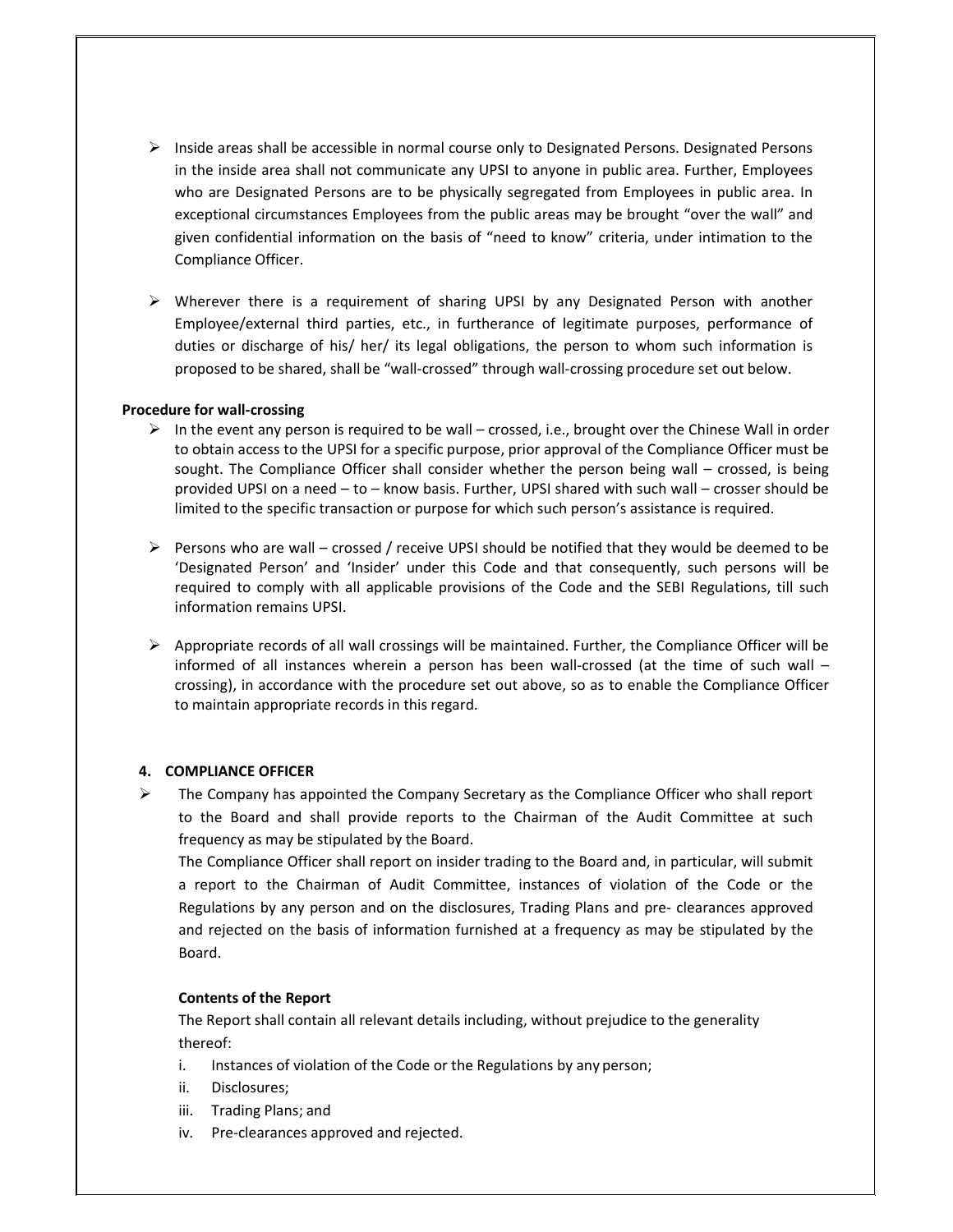- Inside areas shall be accessible in normal course only to Designated Persons. Designated Persons in the inside area shall not communicate any UPSI to anyone in public area. Further, Employees who are Designated Persons are to be physically segregated from Employees in public area. In exceptional circumstances Employees from the public areas may be brought "over the wall" and given confidential information on the basis of "need to know" criteria, under intimation to the Compliance Officer.

- Wherever there is a requirement of sharing UPSI by any Designated Person with another Employee/external third parties, etc., in furtherance of legitimate purposes, performance of duties or discharge of his/ her/ its legal obligations, the person to whom such information is proposed to be shared, shall be "wall-crossed" through wall-crossing procedure set out below.

**Procedure for wall-crossing**

- In the event any person is required to be wall – crossed, i.e., brought over the Chinese Wall in order to obtain access to the UPSI for a specific purpose, prior approval of the Compliance Officer must be sought. The Compliance Officer shall consider whether the person being wall – crossed, is being provided UPSI on a need – to – know basis. Further, UPSI shared with such wall – crosser should be limited to the specific transaction or purpose for which such person's assistance is required.

- Persons who are wall – crossed / receive UPSI should be notified that they would be deemed to be 'Designated Person' and 'Insider' under this Code and that consequently, such persons will be required to comply with all applicable provisions of the Code and the SEBI Regulations, till such information remains UPSI.

- Appropriate records of all wall crossings will be maintained. Further, the Compliance Officer will be informed of all instances wherein a person has been wall-crossed (at the time of such wall – crossing), in accordance with the procedure set out above, so as to enable the Compliance Officer to maintain appropriate records in this regard.

## 4. COMPLIANCE OFFICER

- The Company has appointed the Company Secretary as the Compliance Officer who shall report to the Board and shall provide reports to the Chairman of the Audit Committee at such frequency as may be stipulated by the Board.

  The Compliance Officer shall report on insider trading to the Board and, in particular, will submit a report to the Chairman of Audit Committee, instances of violation of the Code or the Regulations by any person and on the disclosures, Trading Plans and pre- clearances approved and rejected on the basis of information furnished at a frequency as may be stipulated by the Board.

**Contents of the Report**

The Report shall contain all relevant details including, without prejudice to the generality thereof:

i. Instances of violation of the Code or the Regulations by any person;
ii. Disclosures;
iii. Trading Plans; and
iv. Pre-clearances approved and rejected.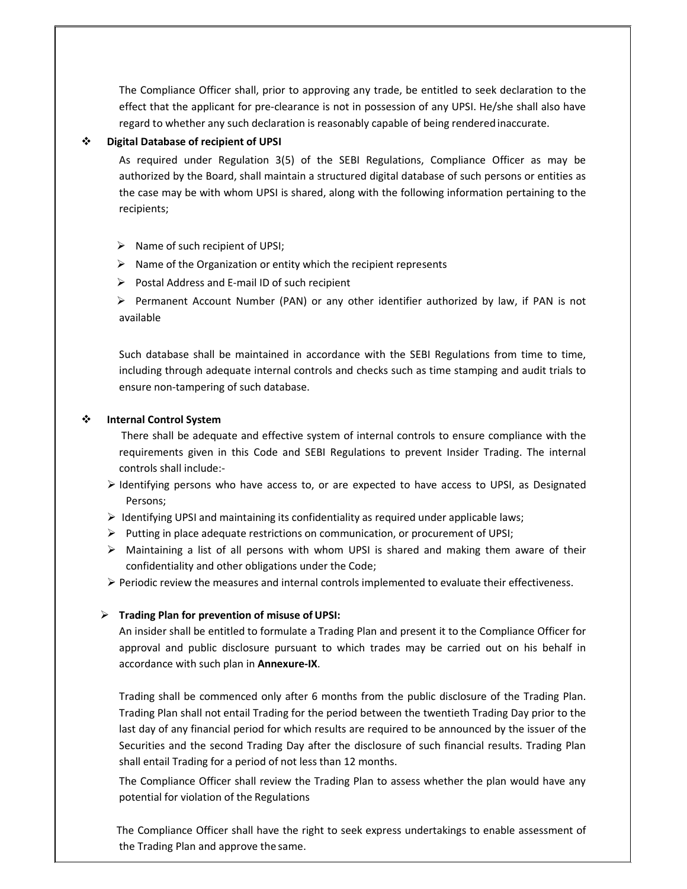The Compliance Officer shall, prior to approving any trade, be entitled to seek declaration to the effect that the applicant for pre-clearance is not in possession of any UPSI. He/she shall also have regard to whether any such declaration is reasonably capable of being rendered inaccurate.

- **Digital Database of recipient of UPSI**

  As required under Regulation 3(5) of the SEBI Regulations, Compliance Officer as may be authorized by the Board, shall maintain a structured digital database of such persons or entities as the case may be with whom UPSI is shared, along with the following information pertaining to the recipients;

  - Name of such recipient of UPSI;
  - Name of the Organization or entity which the recipient represents
  - Postal Address and E-mail ID of such recipient
  - Permanent Account Number (PAN) or any other identifier authorized by law, if PAN is not available

  Such database shall be maintained in accordance with the SEBI Regulations from time to time, including through adequate internal controls and checks such as time stamping and audit trials to ensure non-tampering of such database.

- **Internal Control System**

  There shall be adequate and effective system of internal controls to ensure compliance with the requirements given in this Code and SEBI Regulations to prevent Insider Trading. The internal controls shall include:-

  - Identifying persons who have access to, or are expected to have access to UPSI, as Designated Persons;
  - Identifying UPSI and maintaining its confidentiality as required under applicable laws;
  - Putting in place adequate restrictions on communication, or procurement of UPSI;
  - Maintaining a list of all persons with whom UPSI is shared and making them aware of their confidentiality and other obligations under the Code;
  - Periodic review the measures and internal controls implemented to evaluate their effectiveness.

- **Trading Plan for prevention of misuse of UPSI:**

  An insider shall be entitled to formulate a Trading Plan and present it to the Compliance Officer for approval and public disclosure pursuant to which trades may be carried out on his behalf in accordance with such plan in **Annexure-IX**.

  Trading shall be commenced only after 6 months from the public disclosure of the Trading Plan. Trading Plan shall not entail Trading for the period between the twentieth Trading Day prior to the last day of any financial period for which results are required to be announced by the issuer of the Securities and the second Trading Day after the disclosure of such financial results. Trading Plan shall entail Trading for a period of not less than 12 months.

  The Compliance Officer shall review the Trading Plan to assess whether the plan would have any potential for violation of the Regulations

  The Compliance Officer shall have the right to seek express undertakings to enable assessment of the Trading Plan and approve the same.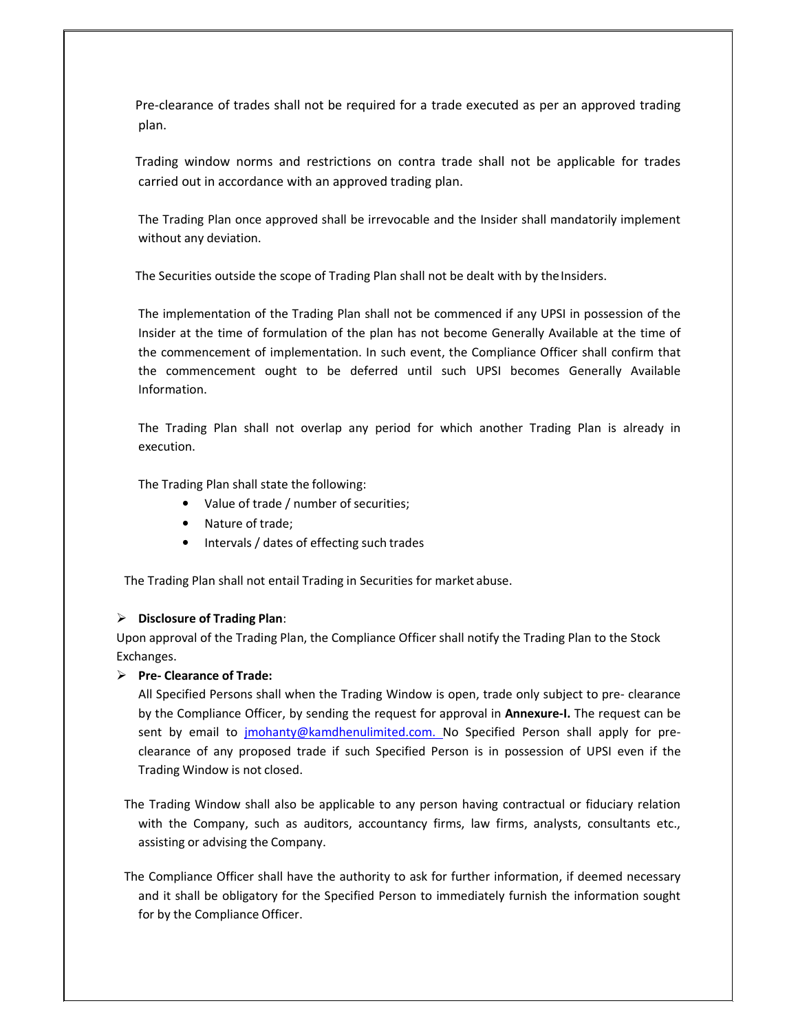Pre-clearance of trades shall not be required for a trade executed as per an approved trading plan.

Trading window norms and restrictions on contra trade shall not be applicable for trades carried out in accordance with an approved trading plan.

The Trading Plan once approved shall be irrevocable and the Insider shall mandatorily implement without any deviation.

The Securities outside the scope of Trading Plan shall not be dealt with by the Insiders.

The implementation of the Trading Plan shall not be commenced if any UPSI in possession of the Insider at the time of formulation of the plan has not become Generally Available at the time of the commencement of implementation. In such event, the Compliance Officer shall confirm that the commencement ought to be deferred until such UPSI becomes Generally Available Information.

The Trading Plan shall not overlap any period for which another Trading Plan is already in execution.

The Trading Plan shall state the following:

- Value of trade / number of securities;
- Nature of trade;
- Intervals / dates of effecting such trades

The Trading Plan shall not entail Trading in Securities for market abuse.

- **Disclosure of Trading Plan**:

Upon approval of the Trading Plan, the Compliance Officer shall notify the Trading Plan to the Stock Exchanges.

- **Pre- Clearance of Trade:**

All Specified Persons shall when the Trading Window is open, trade only subject to pre- clearance by the Compliance Officer, by sending the request for approval in **Annexure-I.** The request can be sent by email to jmohanty@kamdhenulimited.com. No Specified Person shall apply for pre-clearance of any proposed trade if such Specified Person is in possession of UPSI even if the Trading Window is not closed.

The Trading Window shall also be applicable to any person having contractual or fiduciary relation with the Company, such as auditors, accountancy firms, law firms, analysts, consultants etc., assisting or advising the Company.

The Compliance Officer shall have the authority to ask for further information, if deemed necessary and it shall be obligatory for the Specified Person to immediately furnish the information sought for by the Compliance Officer.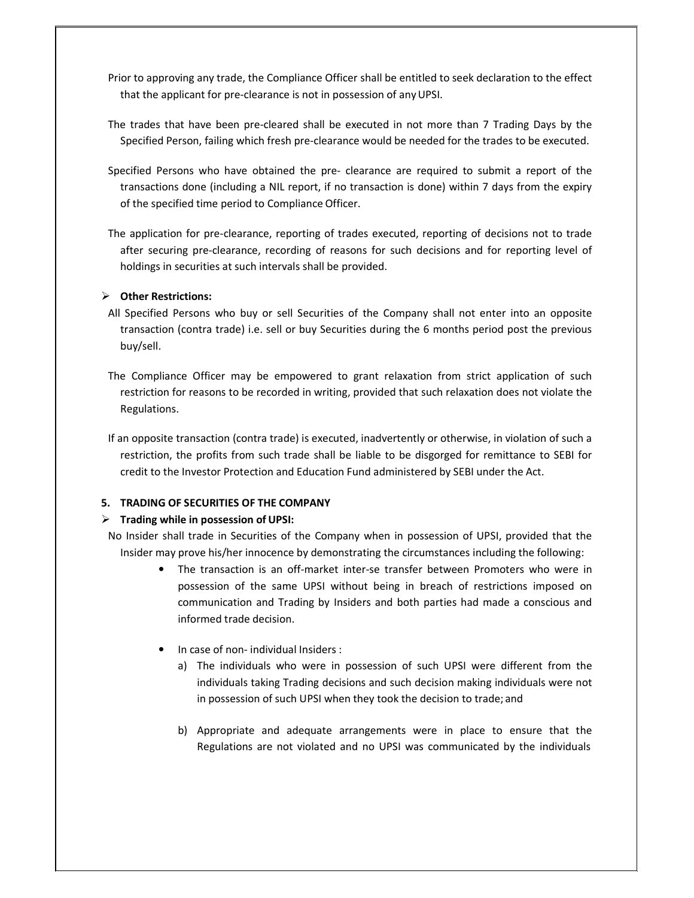Prior to approving any trade, the Compliance Officer shall be entitled to seek declaration to the effect that the applicant for pre-clearance is not in possession of any UPSI.

The trades that have been pre-cleared shall be executed in not more than 7 Trading Days by the Specified Person, failing which fresh pre-clearance would be needed for the trades to be executed.

Specified Persons who have obtained the pre- clearance are required to submit a report of the transactions done (including a NIL report, if no transaction is done) within 7 days from the expiry of the specified time period to Compliance Officer.

The application for pre-clearance, reporting of trades executed, reporting of decisions not to trade after securing pre-clearance, recording of reasons for such decisions and for reporting level of holdings in securities at such intervals shall be provided.

- **Other Restrictions:**

All Specified Persons who buy or sell Securities of the Company shall not enter into an opposite transaction (contra trade) i.e. sell or buy Securities during the 6 months period post the previous buy/sell.

The Compliance Officer may be empowered to grant relaxation from strict application of such restriction for reasons to be recorded in writing, provided that such relaxation does not violate the Regulations.

If an opposite transaction (contra trade) is executed, inadvertently or otherwise, in violation of such a restriction, the profits from such trade shall be liable to be disgorged for remittance to SEBI for credit to the Investor Protection and Education Fund administered by SEBI under the Act.

**5. TRADING OF SECURITIES OF THE COMPANY**

- **Trading while in possession of UPSI:**

No Insider shall trade in Securities of the Company when in possession of UPSI, provided that the Insider may prove his/her innocence by demonstrating the circumstances including the following:

- The transaction is an off-market inter-se transfer between Promoters who were in possession of the same UPSI without being in breach of restrictions imposed on communication and Trading by Insiders and both parties had made a conscious and informed trade decision.
- In case of non- individual Insiders :
  a) The individuals who were in possession of such UPSI were different from the individuals taking Trading decisions and such decision making individuals were not in possession of such UPSI when they took the decision to trade; and
  b) Appropriate and adequate arrangements were in place to ensure that the Regulations are not violated and no UPSI was communicated by the individuals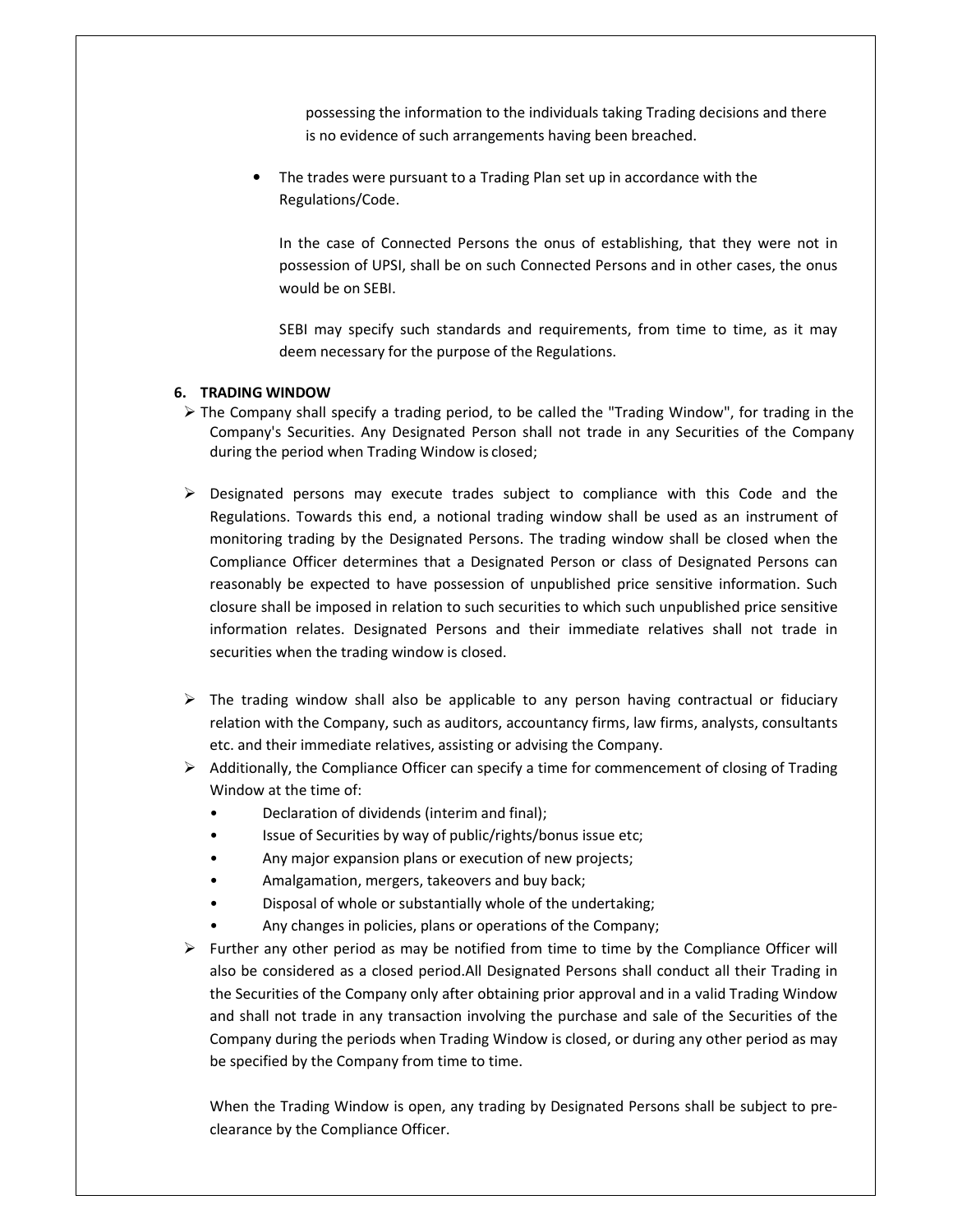possessing the information to the individuals taking Trading decisions and there is no evidence of such arrangements having been breached.

- The trades were pursuant to a Trading Plan set up in accordance with the Regulations/Code.

  In the case of Connected Persons the onus of establishing, that they were not in possession of UPSI, shall be on such Connected Persons and in other cases, the onus would be on SEBI.

  SEBI may specify such standards and requirements, from time to time, as it may deem necessary for the purpose of the Regulations.

## 6. TRADING WINDOW

- The Company shall specify a trading period, to be called the "Trading Window", for trading in the Company's Securities. Any Designated Person shall not trade in any Securities of the Company during the period when Trading Window is closed;

- Designated persons may execute trades subject to compliance with this Code and the Regulations. Towards this end, a notional trading window shall be used as an instrument of monitoring trading by the Designated Persons. The trading window shall be closed when the Compliance Officer determines that a Designated Person or class of Designated Persons can reasonably be expected to have possession of unpublished price sensitive information. Such closure shall be imposed in relation to such securities to which such unpublished price sensitive information relates. Designated Persons and their immediate relatives shall not trade in securities when the trading window is closed.

- The trading window shall also be applicable to any person having contractual or fiduciary relation with the Company, such as auditors, accountancy firms, law firms, analysts, consultants etc. and their immediate relatives, assisting or advising the Company.
- Additionally, the Compliance Officer can specify a time for commencement of closing of Trading Window at the time of:
  - Declaration of dividends (interim and final);
  - Issue of Securities by way of public/rights/bonus issue etc;
  - Any major expansion plans or execution of new projects;
  - Amalgamation, mergers, takeovers and buy back;
  - Disposal of whole or substantially whole of the undertaking;
  - Any changes in policies, plans or operations of the Company;
- Further any other period as may be notified from time to time by the Compliance Officer will also be considered as a closed period.All Designated Persons shall conduct all their Trading in the Securities of the Company only after obtaining prior approval and in a valid Trading Window and shall not trade in any transaction involving the purchase and sale of the Securities of the Company during the periods when Trading Window is closed, or during any other period as may be specified by the Company from time to time.

  When the Trading Window is open, any trading by Designated Persons shall be subject to pre-clearance by the Compliance Officer.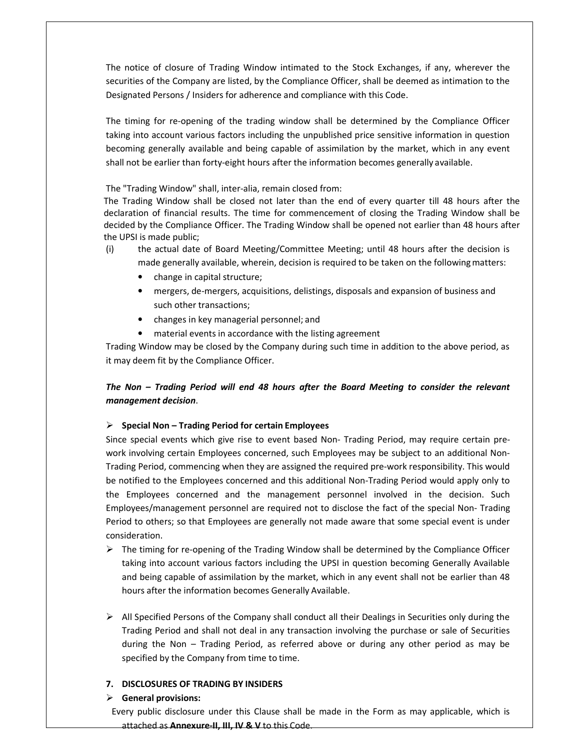The notice of closure of Trading Window intimated to the Stock Exchanges, if any, wherever the securities of the Company are listed, by the Compliance Officer, shall be deemed as intimation to the Designated Persons / Insiders for adherence and compliance with this Code.

The timing for re-opening of the trading window shall be determined by the Compliance Officer taking into account various factors including the unpublished price sensitive information in question becoming generally available and being capable of assimilation by the market, which in any event shall not be earlier than forty-eight hours after the information becomes generally available.

The "Trading Window" shall, inter-alia, remain closed from:

The Trading Window shall be closed not later than the end of every quarter till 48 hours after the declaration of financial results. The time for commencement of closing the Trading Window shall be decided by the Compliance Officer. The Trading Window shall be opened not earlier than 48 hours after the UPSI is made public;

(i) the actual date of Board Meeting/Committee Meeting; until 48 hours after the decision is made generally available, wherein, decision is required to be taken on the following matters:
   - change in capital structure;
   - mergers, de-mergers, acquisitions, delistings, disposals and expansion of business and such other transactions;
   - changes in key managerial personnel; and
   - material events in accordance with the listing agreement

Trading Window may be closed by the Company during such time in addition to the above period, as it may deem fit by the Compliance Officer.

***The Non – Trading Period will end 48 hours after the Board Meeting to consider the relevant management decision***.

- **Special Non – Trading Period for certain Employees**

Since special events which give rise to event based Non- Trading Period, may require certain pre-work involving certain Employees concerned, such Employees may be subject to an additional Non-Trading Period, commencing when they are assigned the required pre-work responsibility. This would be notified to the Employees concerned and this additional Non-Trading Period would apply only to the Employees concerned and the management personnel involved in the decision. Such Employees/management personnel are required not to disclose the fact of the special Non- Trading Period to others; so that Employees are generally not made aware that some special event is under consideration.

- The timing for re-opening of the Trading Window shall be determined by the Compliance Officer taking into account various factors including the UPSI in question becoming Generally Available and being capable of assimilation by the market, which in any event shall not be earlier than 48 hours after the information becomes Generally Available.

- All Specified Persons of the Company shall conduct all their Dealings in Securities only during the Trading Period and shall not deal in any transaction involving the purchase or sale of Securities during the Non – Trading Period, as referred above or during any other period as may be specified by the Company from time to time.

## 7. DISCLOSURES OF TRADING BY INSIDERS

- **General provisions:**

Every public disclosure under this Clause shall be made in the Form as may applicable, which is attached as **Annexure-II, III, IV & V** to this Code.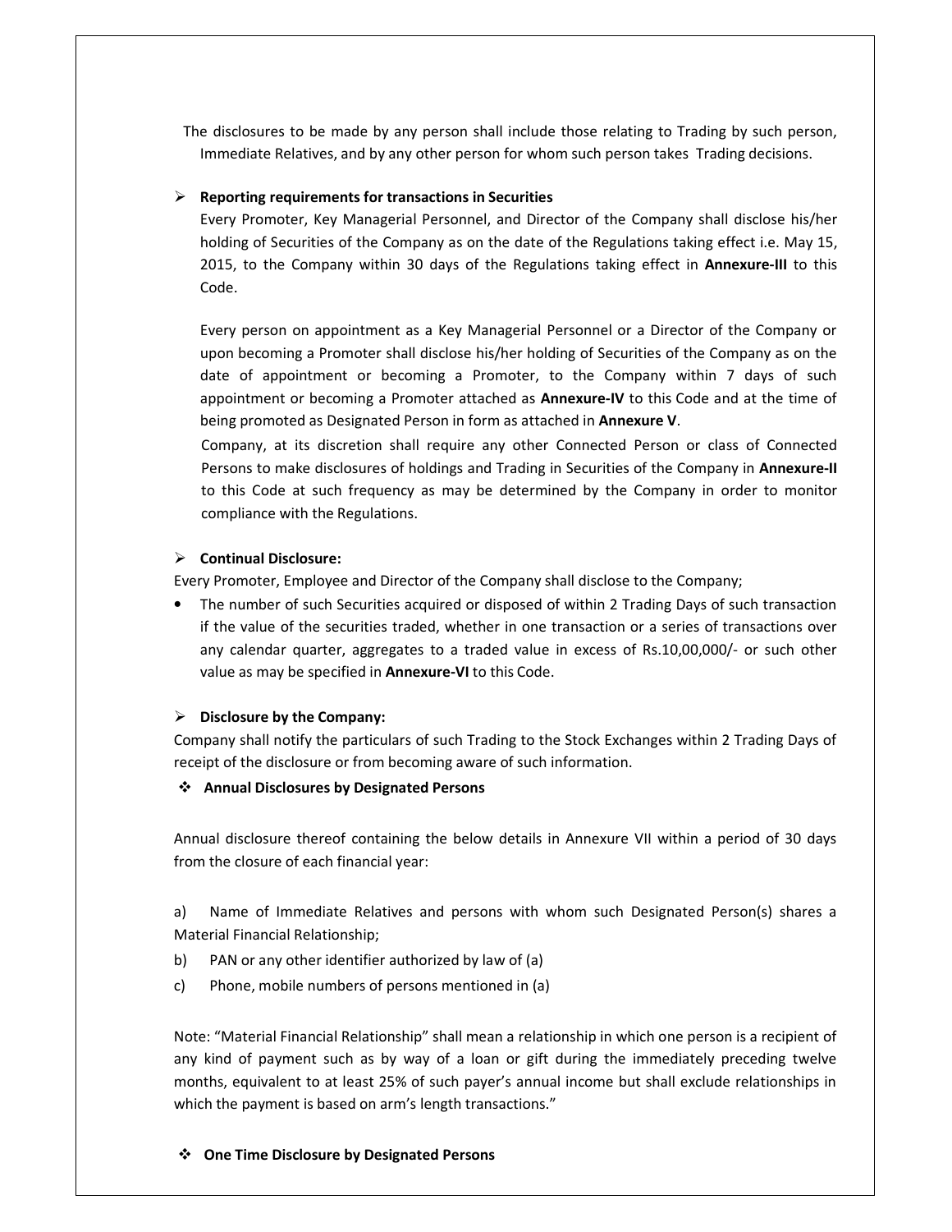The disclosures to be made by any person shall include those relating to Trading by such person, Immediate Relatives, and by any other person for whom such person takes Trading decisions.

- **Reporting requirements for transactions in Securities**

  Every Promoter, Key Managerial Personnel, and Director of the Company shall disclose his/her holding of Securities of the Company as on the date of the Regulations taking effect i.e. May 15, 2015, to the Company within 30 days of the Regulations taking effect in **Annexure-III** to this Code.

  Every person on appointment as a Key Managerial Personnel or a Director of the Company or upon becoming a Promoter shall disclose his/her holding of Securities of the Company as on the date of appointment or becoming a Promoter, to the Company within 7 days of such appointment or becoming a Promoter attached as **Annexure-IV** to this Code and at the time of being promoted as Designated Person in form as attached in **Annexure V**.

  Company, at its discretion shall require any other Connected Person or class of Connected Persons to make disclosures of holdings and Trading in Securities of the Company in **Annexure-II** to this Code at such frequency as may be determined by the Company in order to monitor compliance with the Regulations.

- **Continual Disclosure:**

Every Promoter, Employee and Director of the Company shall disclose to the Company;

- The number of such Securities acquired or disposed of within 2 Trading Days of such transaction if the value of the securities traded, whether in one transaction or a series of transactions over any calendar quarter, aggregates to a traded value in excess of Rs.10,00,000/- or such other value as may be specified in **Annexure-VI** to this Code.

- **Disclosure by the Company:**

Company shall notify the particulars of such Trading to the Stock Exchanges within 2 Trading Days of receipt of the disclosure or from becoming aware of such information.

- **Annual Disclosures by Designated Persons**

Annual disclosure thereof containing the below details in Annexure VII within a period of 30 days from the closure of each financial year:

a) Name of Immediate Relatives and persons with whom such Designated Person(s) shares a Material Financial Relationship;

b) PAN or any other identifier authorized by law of (a)

c) Phone, mobile numbers of persons mentioned in (a)

Note: "Material Financial Relationship" shall mean a relationship in which one person is a recipient of any kind of payment such as by way of a loan or gift during the immediately preceding twelve months, equivalent to at least 25% of such payer's annual income but shall exclude relationships in which the payment is based on arm's length transactions."

- **One Time Disclosure by Designated Persons**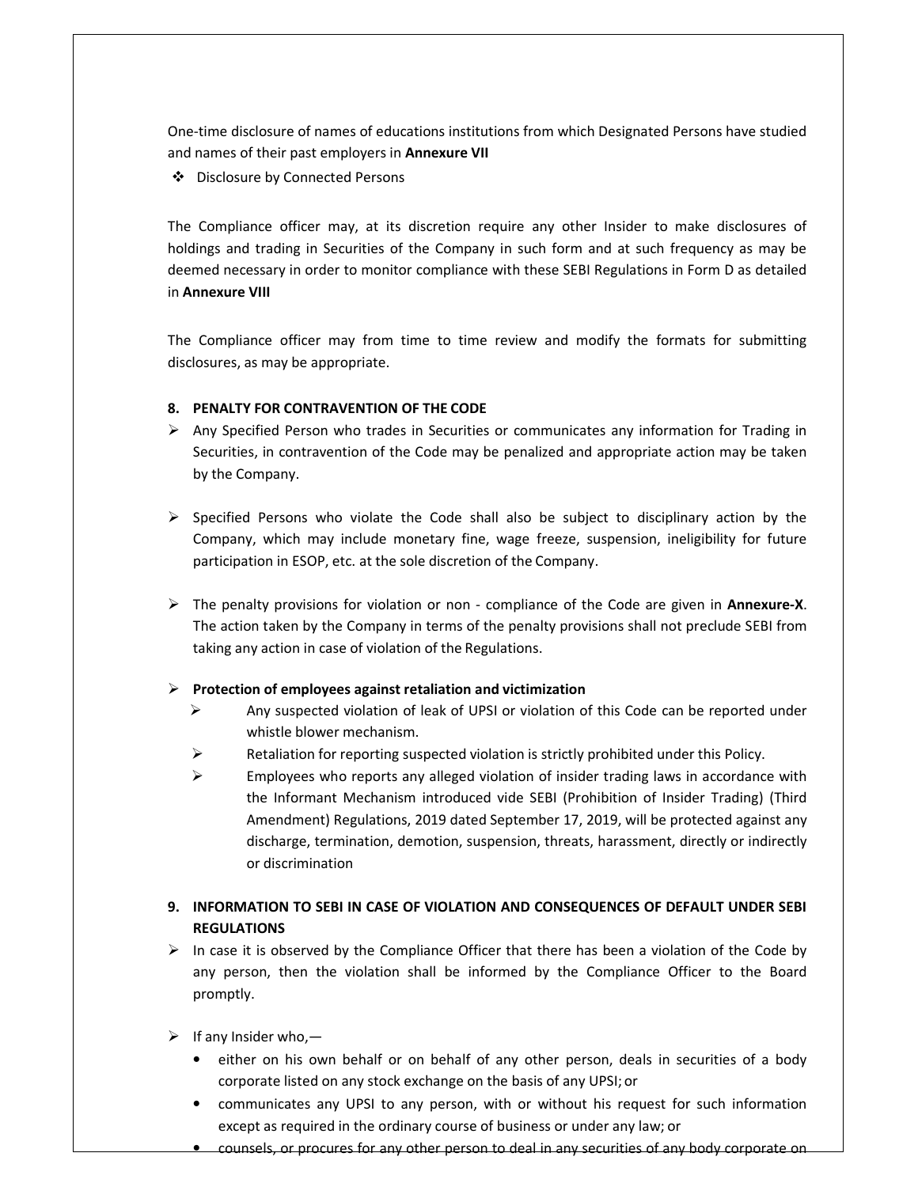One-time disclosure of names of educations institutions from which Designated Persons have studied and names of their past employers in **Annexure VII**

- Disclosure by Connected Persons

The Compliance officer may, at its discretion require any other Insider to make disclosures of holdings and trading in Securities of the Company in such form and at such frequency as may be deemed necessary in order to monitor compliance with these SEBI Regulations in Form D as detailed in **Annexure VIII**

The Compliance officer may from time to time review and modify the formats for submitting disclosures, as may be appropriate.

## 8. PENALTY FOR CONTRAVENTION OF THE CODE

- Any Specified Person who trades in Securities or communicates any information for Trading in Securities, in contravention of the Code may be penalized and appropriate action may be taken by the Company.

- Specified Persons who violate the Code shall also be subject to disciplinary action by the Company, which may include monetary fine, wage freeze, suspension, ineligibility for future participation in ESOP, etc. at the sole discretion of the Company.

- The penalty provisions for violation or non - compliance of the Code are given in **Annexure-X**. The action taken by the Company in terms of the penalty provisions shall not preclude SEBI from taking any action in case of violation of the Regulations.

- **Protection of employees against retaliation and victimization**
  - Any suspected violation of leak of UPSI or violation of this Code can be reported under whistle blower mechanism.
  - Retaliation for reporting suspected violation is strictly prohibited under this Policy.
  - Employees who reports any alleged violation of insider trading laws in accordance with the Informant Mechanism introduced vide SEBI (Prohibition of Insider Trading) (Third Amendment) Regulations, 2019 dated September 17, 2019, will be protected against any discharge, termination, demotion, suspension, threats, harassment, directly or indirectly or discrimination

## 9. INFORMATION TO SEBI IN CASE OF VIOLATION AND CONSEQUENCES OF DEFAULT UNDER SEBI REGULATIONS

- In case it is observed by the Compliance Officer that there has been a violation of the Code by any person, then the violation shall be informed by the Compliance Officer to the Board promptly.

- If any Insider who,—
  - either on his own behalf or on behalf of any other person, deals in securities of a body corporate listed on any stock exchange on the basis of any UPSI; or
  - communicates any UPSI to any person, with or without his request for such information except as required in the ordinary course of business or under any law; or
  - counsels, or procures for any other person to deal in any securities of any body corporate on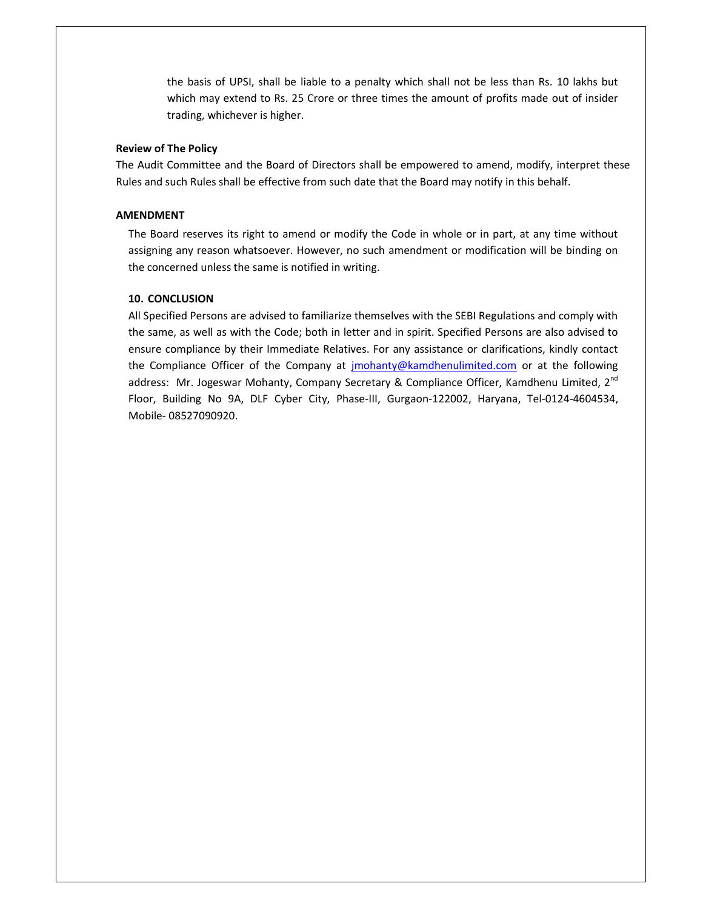the basis of UPSI, shall be liable to a penalty which shall not be less than Rs. 10 lakhs but which may extend to Rs. 25 Crore or three times the amount of profits made out of insider trading, whichever is higher.

**Review of The Policy**

The Audit Committee and the Board of Directors shall be empowered to amend, modify, interpret these Rules and such Rules shall be effective from such date that the Board may notify in this behalf.

**AMENDMENT**

The Board reserves its right to amend or modify the Code in whole or in part, at any time without assigning any reason whatsoever. However, no such amendment or modification will be binding on the concerned unless the same is notified in writing.

**10. CONCLUSION**

All Specified Persons are advised to familiarize themselves with the SEBI Regulations and comply with the same, as well as with the Code; both in letter and in spirit. Specified Persons are also advised to ensure compliance by their Immediate Relatives. For any assistance or clarifications, kindly contact the Compliance Officer of the Company at jmohanty@kamdhenulimited.com or at the following address: Mr. Jogeswar Mohanty, Company Secretary & Compliance Officer, Kamdhenu Limited, 2nd Floor, Building No 9A, DLF Cyber City, Phase-III, Gurgaon-122002, Haryana, Tel-0124-4604534, Mobile- 08527090920.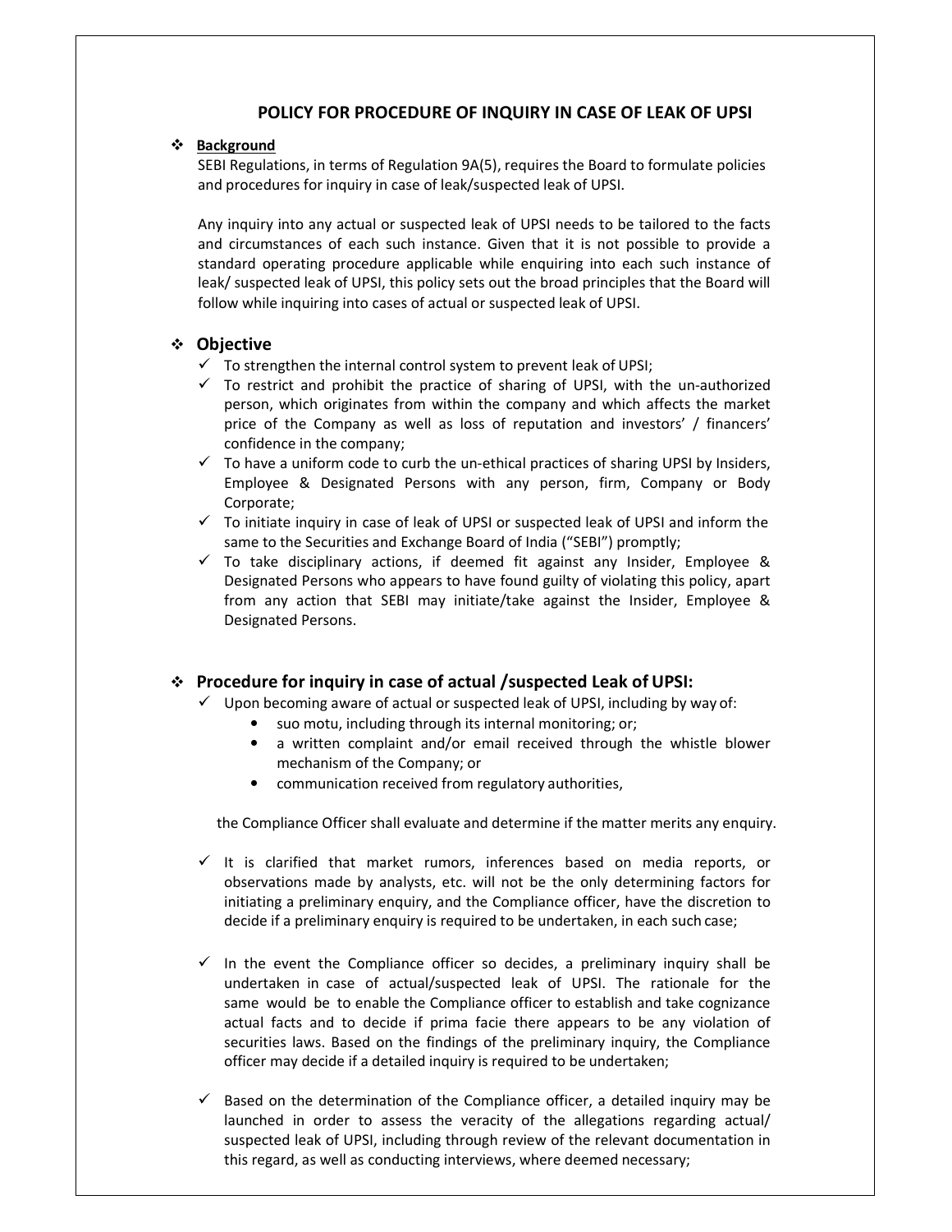## POLICY FOR PROCEDURE OF INQUIRY IN CASE OF LEAK OF UPSI

### ❖ Background

SEBI Regulations, in terms of Regulation 9A(5), requires the Board to formulate policies and procedures for inquiry in case of leak/suspected leak of UPSI.

Any inquiry into any actual or suspected leak of UPSI needs to be tailored to the facts and circumstances of each such instance. Given that it is not possible to provide a standard operating procedure applicable while enquiring into each such instance of leak/ suspected leak of UPSI, this policy sets out the broad principles that the Board will follow while inquiring into cases of actual or suspected leak of UPSI.

### ❖ Objective

- ✓ To strengthen the internal control system to prevent leak of UPSI;
- ✓ To restrict and prohibit the practice of sharing of UPSI, with the un-authorized person, which originates from within the company and which affects the market price of the Company as well as loss of reputation and investors' / financers' confidence in the company;
- ✓ To have a uniform code to curb the un-ethical practices of sharing UPSI by Insiders, Employee & Designated Persons with any person, firm, Company or Body Corporate;
- ✓ To initiate inquiry in case of leak of UPSI or suspected leak of UPSI and inform the same to the Securities and Exchange Board of India ("SEBI") promptly;
- ✓ To take disciplinary actions, if deemed fit against any Insider, Employee & Designated Persons who appears to have found guilty of violating this policy, apart from any action that SEBI may initiate/take against the Insider, Employee & Designated Persons.

### ❖ Procedure for inquiry in case of actual /suspected Leak of UPSI:

- ✓ Upon becoming aware of actual or suspected leak of UPSI, including by way of:
  - suo motu, including through its internal monitoring; or;
  - a written complaint and/or email received through the whistle blower mechanism of the Company; or
  - communication received from regulatory authorities,

  the Compliance Officer shall evaluate and determine if the matter merits any enquiry.

- ✓ It is clarified that market rumors, inferences based on media reports, or observations made by analysts, etc. will not be the only determining factors for initiating a preliminary enquiry, and the Compliance officer, have the discretion to decide if a preliminary enquiry is required to be undertaken, in each such case;

- ✓ In the event the Compliance officer so decides, a preliminary inquiry shall be undertaken in case of actual/suspected leak of UPSI. The rationale for the same would be to enable the Compliance officer to establish and take cognizance actual facts and to decide if prima facie there appears to be any violation of securities laws. Based on the findings of the preliminary inquiry, the Compliance officer may decide if a detailed inquiry is required to be undertaken;

- ✓ Based on the determination of the Compliance officer, a detailed inquiry may be launched in order to assess the veracity of the allegations regarding actual/ suspected leak of UPSI, including through review of the relevant documentation in this regard, as well as conducting interviews, where deemed necessary;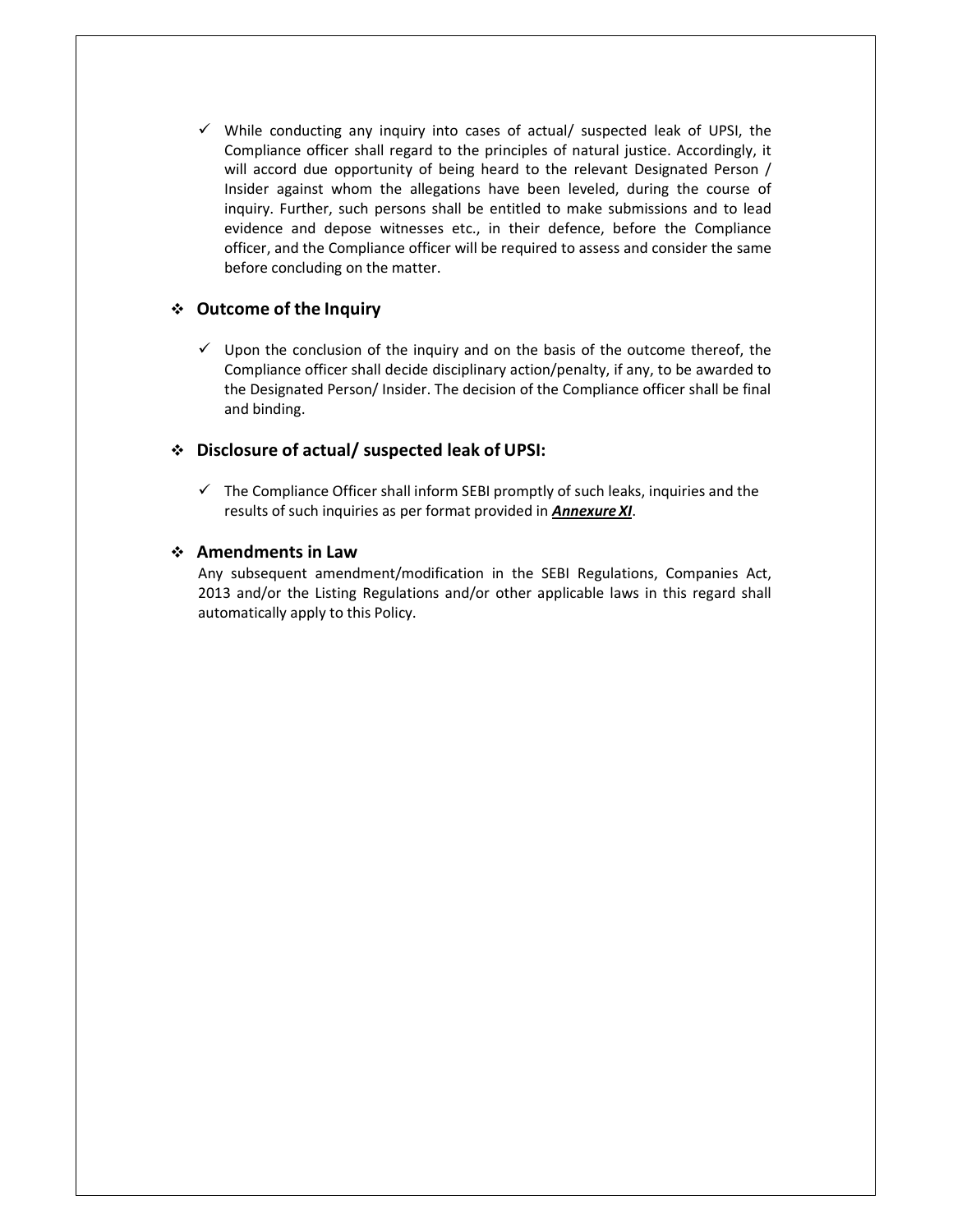- ✓ While conducting any inquiry into cases of actual/ suspected leak of UPSI, the Compliance officer shall regard to the principles of natural justice. Accordingly, it will accord due opportunity of being heard to the relevant Designated Person / Insider against whom the allegations have been leveled, during the course of inquiry. Further, such persons shall be entitled to make submissions and to lead evidence and depose witnesses etc., in their defence, before the Compliance officer, and the Compliance officer will be required to assess and consider the same before concluding on the matter.

## ❖ Outcome of the Inquiry

- ✓ Upon the conclusion of the inquiry and on the basis of the outcome thereof, the Compliance officer shall decide disciplinary action/penalty, if any, to be awarded to the Designated Person/ Insider. The decision of the Compliance officer shall be final and binding.

## ❖ Disclosure of actual/ suspected leak of UPSI:

- ✓ The Compliance Officer shall inform SEBI promptly of such leaks, inquiries and the results of such inquiries as per format provided in ***Annexure XI***.

## ❖ Amendments in Law

Any subsequent amendment/modification in the SEBI Regulations, Companies Act, 2013 and/or the Listing Regulations and/or other applicable laws in this regard shall automatically apply to this Policy.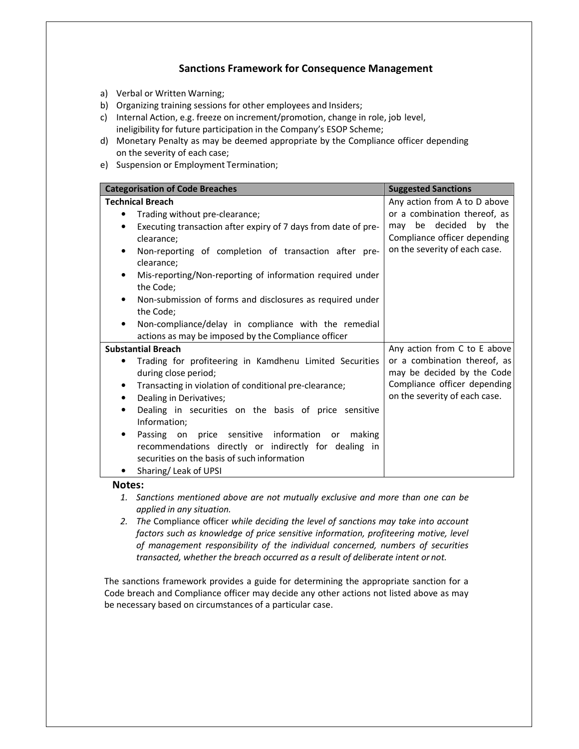## Sanctions Framework for Consequence Management

a) Verbal or Written Warning;
b) Organizing training sessions for other employees and Insiders;
c) Internal Action, e.g. freeze on increment/promotion, change in role, job level, ineligibility for future participation in the Company's ESOP Scheme;
d) Monetary Penalty as may be deemed appropriate by the Compliance officer depending on the severity of each case;
e) Suspension or Employment Termination;

| Categorisation of Code Breaches | Suggested Sanctions |
|---|---|
| **Technical Breach**<br>• Trading without pre-clearance;<br>• Executing transaction after expiry of 7 days from date of pre-clearance;<br>• Non-reporting of completion of transaction after pre-clearance;<br>• Mis-reporting/Non-reporting of information required under the Code;<br>• Non-submission of forms and disclosures as required under the Code;<br>• Non-compliance/delay in compliance with the remedial actions as may be imposed by the Compliance officer | Any action from A to D above or a combination thereof, as may be decided by the Compliance officer depending on the severity of each case. |
| **Substantial Breach**<br>• Trading for profiteering in Kamdhenu Limited Securities during close period;<br>• Transacting in violation of conditional pre-clearance;<br>• Dealing in Derivatives;<br>• Dealing in securities on the basis of price sensitive Information;<br>• Passing on price sensitive information or making recommendations directly or indirectly for dealing in securities on the basis of such information<br>• Sharing/ Leak of UPSI | Any action from C to E above or a combination thereof, as may be decided by the Code Compliance officer depending on the severity of each case. |

**Notes:**

1. *Sanctions mentioned above are not mutually exclusive and more than one can be applied in any situation.*
2. *The* Compliance officer *while deciding the level of sanctions may take into account factors such as knowledge of price sensitive information, profiteering motive, level of management responsibility of the individual concerned, numbers of securities transacted, whether the breach occurred as a result of deliberate intent or not.*

The sanctions framework provides a guide for determining the appropriate sanction for a Code breach and Compliance officer may decide any other actions not listed above as may be necessary based on circumstances of a particular case.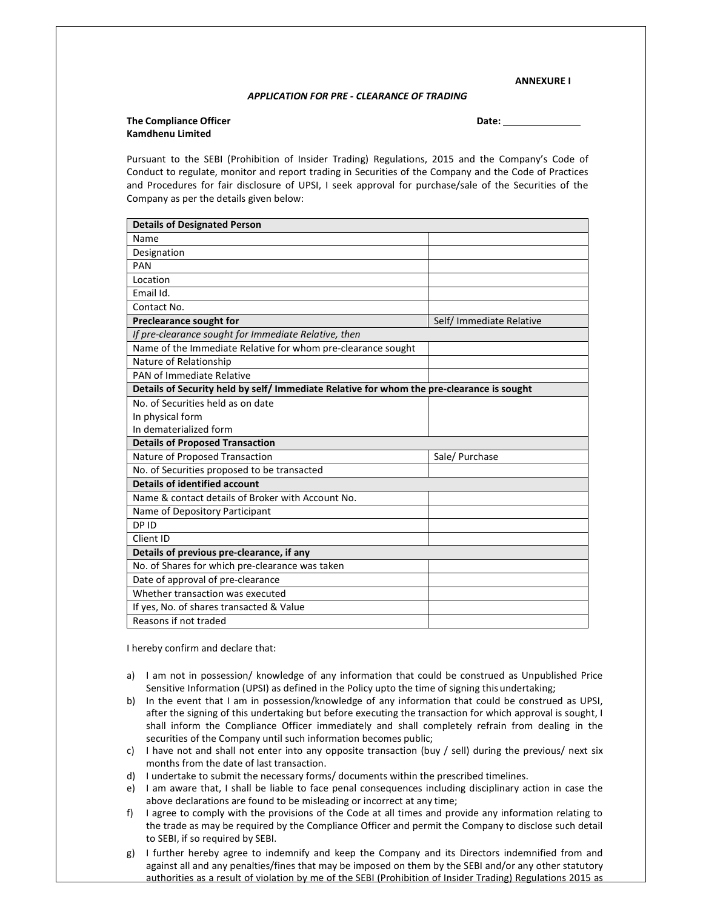**ANNEXURE I**

*APPLICATION FOR PRE - CLEARANCE OF TRADING*

**The Compliance Officer**
**Kamdhenu Limited**

**Date:** \_\_\_\_\_\_\_\_\_\_\_\_\_\_

Pursuant to the SEBI (Prohibition of Insider Trading) Regulations, 2015 and the Company's Code of Conduct to regulate, monitor and report trading in Securities of the Company and the Code of Practices and Procedures for fair disclosure of UPSI, I seek approval for purchase/sale of the Securities of the Company as per the details given below:

| **Details of Designated Person** | |
|---|---|
| Name | |
| Designation | |
| PAN | |
| Location | |
| Email Id. | |
| Contact No. | |
| **Preclearance sought for** | Self/ Immediate Relative |
| *If pre-clearance sought for Immediate Relative, then* | |
| Name of the Immediate Relative for whom pre-clearance sought | |
| Nature of Relationship | |
| PAN of Immediate Relative | |
| **Details of Security held by self/ Immediate Relative for whom the pre-clearance is sought** | |
| No. of Securities held as on date<br>In physical form<br>In dematerialized form | |
| **Details of Proposed Transaction** | |
| Nature of Proposed Transaction | Sale/ Purchase |
| No. of Securities proposed to be transacted | |
| **Details of identified account** | |
| Name & contact details of Broker with Account No. | |
| Name of Depository Participant | |
| DP ID | |
| Client ID | |
| **Details of previous pre-clearance, if any** | |
| No. of Shares for which pre-clearance was taken | |
| Date of approval of pre-clearance | |
| Whether transaction was executed | |
| If yes, No. of shares transacted & Value | |
| Reasons if not traded | |

I hereby confirm and declare that:

a) I am not in possession/ knowledge of any information that could be construed as Unpublished Price Sensitive Information (UPSI) as defined in the Policy upto the time of signing this undertaking;
b) In the event that I am in possession/knowledge of any information that could be construed as UPSI, after the signing of this undertaking but before executing the transaction for which approval is sought, I shall inform the Compliance Officer immediately and shall completely refrain from dealing in the securities of the Company until such information becomes public;
c) I have not and shall not enter into any opposite transaction (buy / sell) during the previous/ next six months from the date of last transaction.
d) I undertake to submit the necessary forms/ documents within the prescribed timelines.
e) I am aware that, I shall be liable to face penal consequences including disciplinary action in case the above declarations are found to be misleading or incorrect at any time;
f) I agree to comply with the provisions of the Code at all times and provide any information relating to the trade as may be required by the Compliance Officer and permit the Company to disclose such detail to SEBI, if so required by SEBI.
g) I further hereby agree to indemnify and keep the Company and its Directors indemnified from and against all and any penalties/fines that may be imposed on them by the SEBI and/or any other statutory authorities as a result of violation by me of the SEBI (Prohibition of Insider Trading) Regulations 2015 as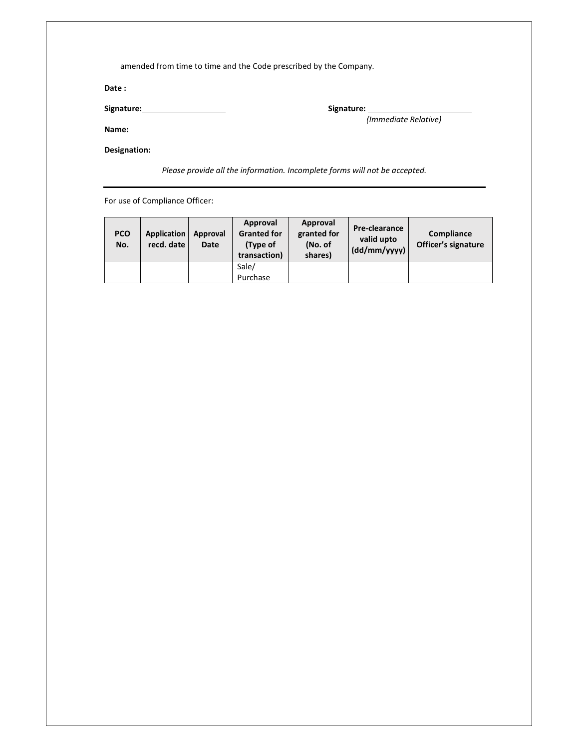amended from time to time and the Code prescribed by the Company.

**Date :**

**Signature:** ____________________

**Signature:** ________________________
*(Immediate Relative)*

**Name:**

**Designation:**

*Please provide all the information. Incomplete forms will not be accepted.*

---

For use of Compliance Officer:

| PCO No. | Application recd. date | Approval Date | Approval Granted for (Type of transaction) | Approval granted for (No. of shares) | Pre-clearance valid upto (dd/mm/yyyy) | Compliance Officer's signature |
|---|---|---|---|---|---|---|
| | | | Sale/ Purchase | | | |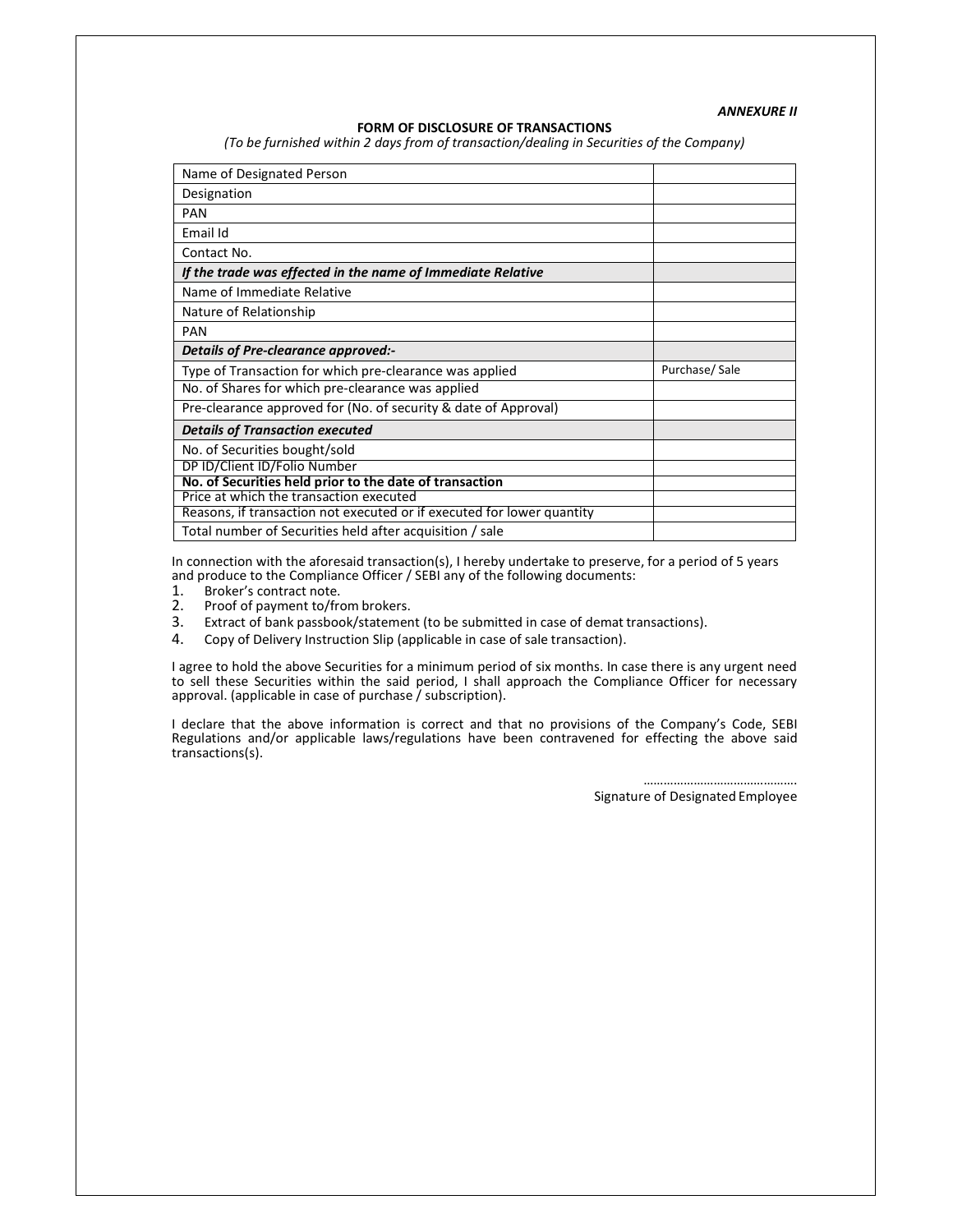*ANNEXURE II*

**FORM OF DISCLOSURE OF TRANSACTIONS**

*(To be furnished within 2 days from of transaction/dealing in Securities of the Company)*

| | |
|---|---|
| Name of Designated Person | |
| Designation | |
| PAN | |
| Email Id | |
| Contact No. | |
| ***If the trade was effected in the name of Immediate Relative*** | |
| Name of Immediate Relative | |
| Nature of Relationship | |
| PAN | |
| ***Details of Pre-clearance approved:-*** | |
| Type of Transaction for which pre-clearance was applied | Purchase/ Sale |
| No. of Shares for which pre-clearance was applied | |
| Pre-clearance approved for (No. of security & date of Approval) | |
| ***Details of Transaction executed*** | |
| No. of Securities bought/sold | |
| DP ID/Client ID/Folio Number | |
| **No. of Securities held prior to the date of transaction** | |
| Price at which the transaction executed | |
| Reasons, if transaction not executed or if executed for lower quantity | |
| Total number of Securities held after acquisition / sale | |

In connection with the aforesaid transaction(s), I hereby undertake to preserve, for a period of 5 years and produce to the Compliance Officer / SEBI any of the following documents:

1. Broker's contract note.
2. Proof of payment to/from brokers.
3. Extract of bank passbook/statement (to be submitted in case of demat transactions).
4. Copy of Delivery Instruction Slip (applicable in case of sale transaction).

I agree to hold the above Securities for a minimum period of six months. In case there is any urgent need to sell these Securities within the said period, I shall approach the Compliance Officer for necessary approval. (applicable in case of purchase / subscription).

I declare that the above information is correct and that no provisions of the Company's Code, SEBI Regulations and/or applicable laws/regulations have been contravened for effecting the above said transactions(s).

……………………………………

Signature of Designated Employee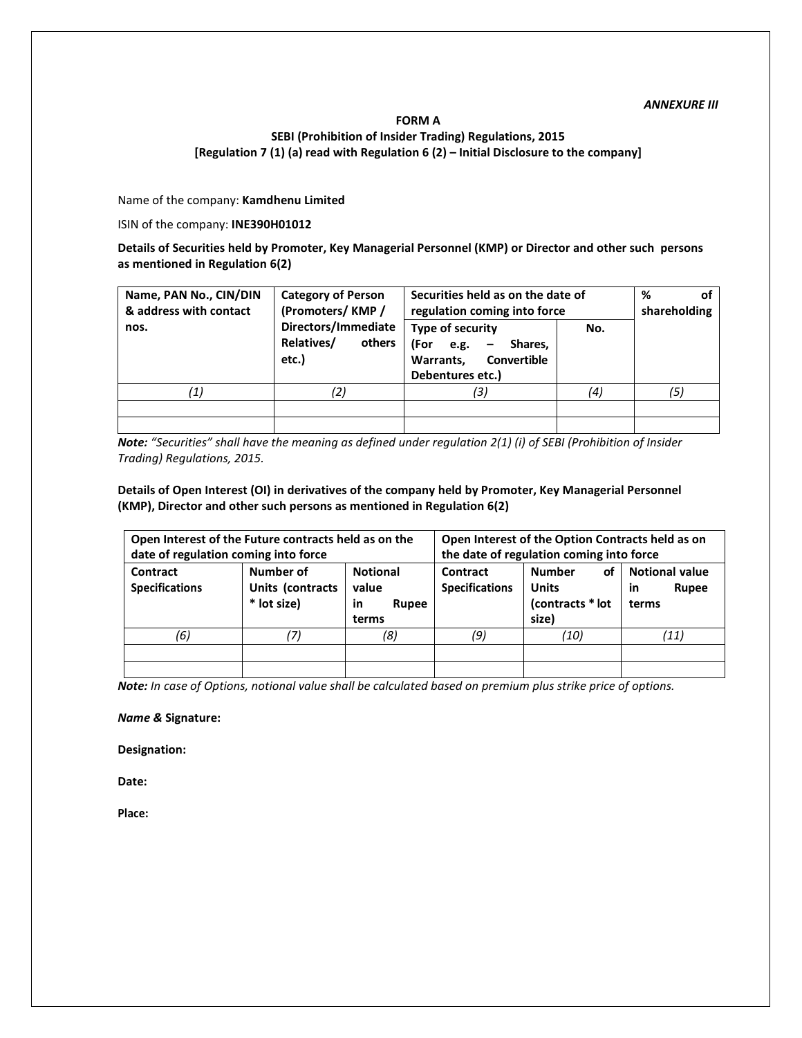*ANNEXURE III*

**FORM A**

**SEBI (Prohibition of Insider Trading) Regulations, 2015**

**[Regulation 7 (1) (a) read with Regulation 6 (2) – Initial Disclosure to the company]**

Name of the company: **Kamdhenu Limited**

ISIN of the company: **INE390H01012**

**Details of Securities held by Promoter, Key Managerial Personnel (KMP) or Director and other such persons as mentioned in Regulation 6(2)**

| Name, PAN No., CIN/DIN & address with contact nos. | Category of Person (Promoters/ KMP / Directors/Immediate Relatives/ others etc.) | Securities held as on the date of regulation coming into force | | % of shareholding |
|---|---|---|---|---|
| | | Type of security (For e.g. – Shares, Warrants, Convertible Debentures etc.) | No. | |
| *(1)* | *(2)* | *(3)* | *(4)* | *(5)* |
| | | | | |
| | | | | |

***Note:*** *"Securities" shall have the meaning as defined under regulation 2(1) (i) of SEBI (Prohibition of Insider Trading) Regulations, 2015.*

**Details of Open Interest (OI) in derivatives of the company held by Promoter, Key Managerial Personnel (KMP), Director and other such persons as mentioned in Regulation 6(2)**

| Open Interest of the Future contracts held as on the date of regulation coming into force | | | Open Interest of the Option Contracts held as on the date of regulation coming into force | | |
|---|---|---|---|---|---|
| Contract Specifications | Number of Units (contracts * lot size) | Notional value in Rupee terms | Contract Specifications | Number of Units (contracts * lot size) | Notional value in Rupee terms |
| *(6)* | *(7)* | *(8)* | *(9)* | *(10)* | *(11)* |
| | | | | | |
| | | | | | |

***Note:*** *In case of Options, notional value shall be calculated based on premium plus strike price of options.*

***Name &*** **Signature:**

**Designation:**

**Date:**

**Place:**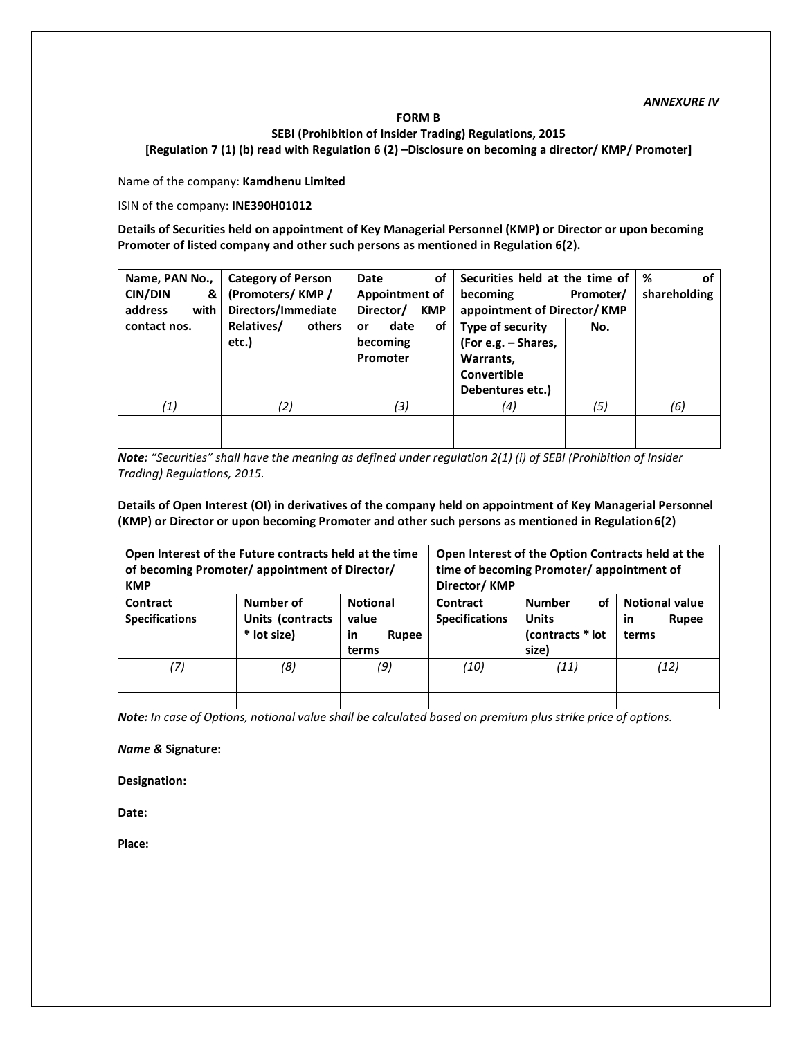*ANNEXURE IV*

**FORM B**

**SEBI (Prohibition of Insider Trading) Regulations, 2015**

**[Regulation 7 (1) (b) read with Regulation 6 (2) –Disclosure on becoming a director/ KMP/ Promoter]**

Name of the company: **Kamdhenu Limited**

ISIN of the company: **INE390H01012**

**Details of Securities held on appointment of Key Managerial Personnel (KMP) or Director or upon becoming Promoter of listed company and other such persons as mentioned in Regulation 6(2).**

| Name, PAN No., CIN/DIN & address with contact nos. | Category of Person (Promoters/ KMP / Directors/Immediate Relatives/ others etc.) | Date of Appointment of Director/ KMP or date of becoming Promoter | Securities held at the time of becoming Promoter/ appointment of Director/ KMP | | % of shareholding |
|---|---|---|---|---|---|
| | | | Type of security (For e.g. – Shares, Warrants, Convertible Debentures etc.) | No. | |
| *(1)* | *(2)* | *(3)* | *(4)* | *(5)* | *(6)* |
| | | | | | |
| | | | | | |

***Note:*** *"Securities" shall have the meaning as defined under regulation 2(1) (i) of SEBI (Prohibition of Insider Trading) Regulations, 2015.*

**Details of Open Interest (OI) in derivatives of the company held on appointment of Key Managerial Personnel (KMP) or Director or upon becoming Promoter and other such persons as mentioned in Regulation 6(2)**

| Open Interest of the Future contracts held at the time of becoming Promoter/ appointment of Director/ KMP | | | Open Interest of the Option Contracts held at the time of becoming Promoter/ appointment of Director/ KMP | | |
|---|---|---|---|---|---|
| Contract Specifications | Number of Units (contracts * lot size) | Notional value in Rupee terms | Contract Specifications | Number of Units (contracts * lot size) | Notional value in Rupee terms |
| *(7)* | *(8)* | *(9)* | *(10)* | *(11)* | *(12)* |
| | | | | | |
| | | | | | |

***Note:*** *In case of Options, notional value shall be calculated based on premium plus strike price of options.*

***Name &* Signature:**

**Designation:**

**Date:**

**Place:**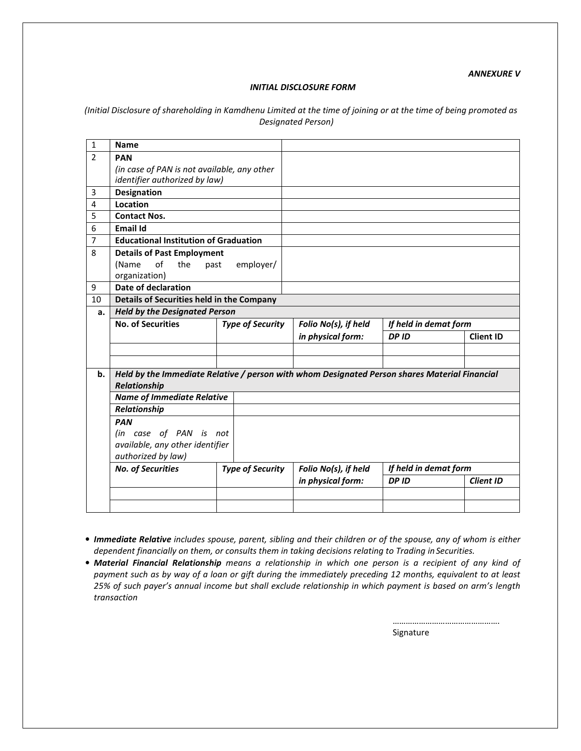***ANNEXURE V***

### *INITIAL DISCLOSURE FORM*

*(Initial Disclosure of shareholding in Kamdhenu Limited at the time of joining or at the time of being promoted as Designated Person)*

| | | | | | |
|---|---|---|---|---|---|
| 1 | **Name** | | | | |
| 2 | **PAN** *(in case of PAN is not available, any other identifier authorized by law)* | | | | |
| 3 | **Designation** | | | | |
| 4 | **Location** | | | | |
| 5 | **Contact Nos.** | | | | |
| 6 | **Email Id** | | | | |
| 7 | **Educational Institution of Graduation** | | | | |
| 8 | **Details of Past Employment** (Name of the past employer/ organization) | | | | |
| 9 | **Date of declaration** | | | | |
| 10 | **Details of Securities held in the Company** | | | | |
| **a.** | ***Held by the Designated Person*** | | | | |
| | **No. of Securities** | ***Type of Security*** | ***Folio No(s), if held in physical form:*** | ***If held in demat form*** | |
| | | | | ***DP ID*** | **Client ID** |
| | | | | | |
| | | | | | |
| **b.** | ***Held by the Immediate Relative / person with whom Designated Person shares Material Financial Relationship*** | | | | |
| | ***Name of Immediate Relative*** | | | | |
| | ***Relationship*** | | | | |
| | ***PAN*** *(in case of PAN is not available, any other identifier authorized by law)* | | | | |
| | ***No. of Securities*** | ***Type of Security*** | ***Folio No(s), if held in physical form:*** | ***If held in demat form*** | |
| | | | | ***DP ID*** | ***Client ID*** |
| | | | | | |
| | | | | | |

- ***Immediate Relative*** *includes spouse, parent, sibling and their children or of the spouse, any of whom is either dependent financially on them, or consults them in taking decisions relating to Trading in Securities.*
- ***Material Financial Relationship*** *means a relationship in which one person is a recipient of any kind of payment such as by way of a loan or gift during the immediately preceding 12 months, equivalent to at least 25% of such payer's annual income but shall exclude relationship in which payment is based on arm's length transaction*

………………………………………….
Signature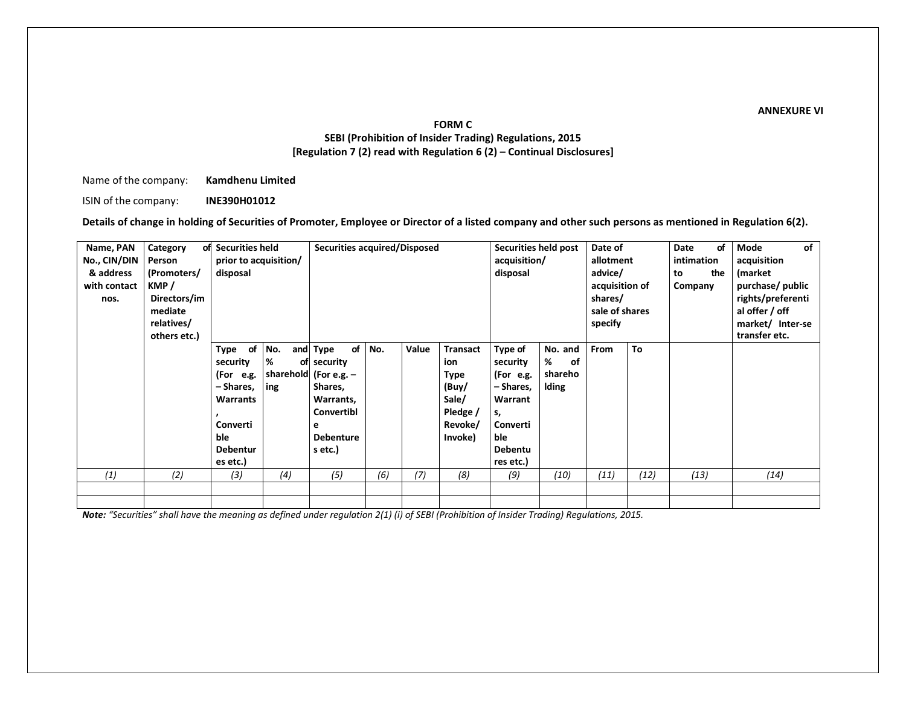**ANNEXURE VI**

**FORM C**
**SEBI (Prohibition of Insider Trading) Regulations, 2015**
**[Regulation 7 (2) read with Regulation 6 (2) – Continual Disclosures]**

Name of the company: **Kamdhenu Limited**

ISIN of the company: **INE390H01012**

**Details of change in holding of Securities of Promoter, Employee or Director of a listed company and other such persons as mentioned in Regulation 6(2).**

| Name, PAN No., CIN/DIN & address with contact nos. | Category of Person (Promoters/ KMP / Directors/immediate relatives/ others etc.) | Securities held prior to acquisition/ disposal | | Securities acquired/Disposed | | | | Securities held post acquisition/ disposal | | Date of allotment advice/ acquisition of shares/ sale of shares specify | | Date of intimation to the Company | Mode of acquisition (market purchase/ public rights/preferential offer / off market/ Inter-se transfer etc. |
|---|---|---|---|---|---|---|---|---|---|---|---|---|---|
| | | Type of security (For e.g. – Shares, Warrants, Convertible Debentures etc.) | No. and % of shareholding | Type of security (For e.g. – Shares, Warrants, Convertible Debentures etc.) | No. | Value | Transaction Type (Buy/ Sale/ Pledge / Revoke/ Invoke) | Type of security (For e.g. – Shares, Warrants, Convertible Debentures etc.) | No. and % of shareholding | From | To | | |
| *(1)* | *(2)* | *(3)* | *(4)* | *(5)* | *(6)* | *(7)* | *(8)* | *(9)* | *(10)* | *(11)* | *(12)* | *(13)* | *(14)* |
| | | | | | | | | | | | | | |
| | | | | | | | | | | | | | |

***Note:*** *"Securities" shall have the meaning as defined under regulation 2(1) (i) of SEBI (Prohibition of Insider Trading) Regulations, 2015.*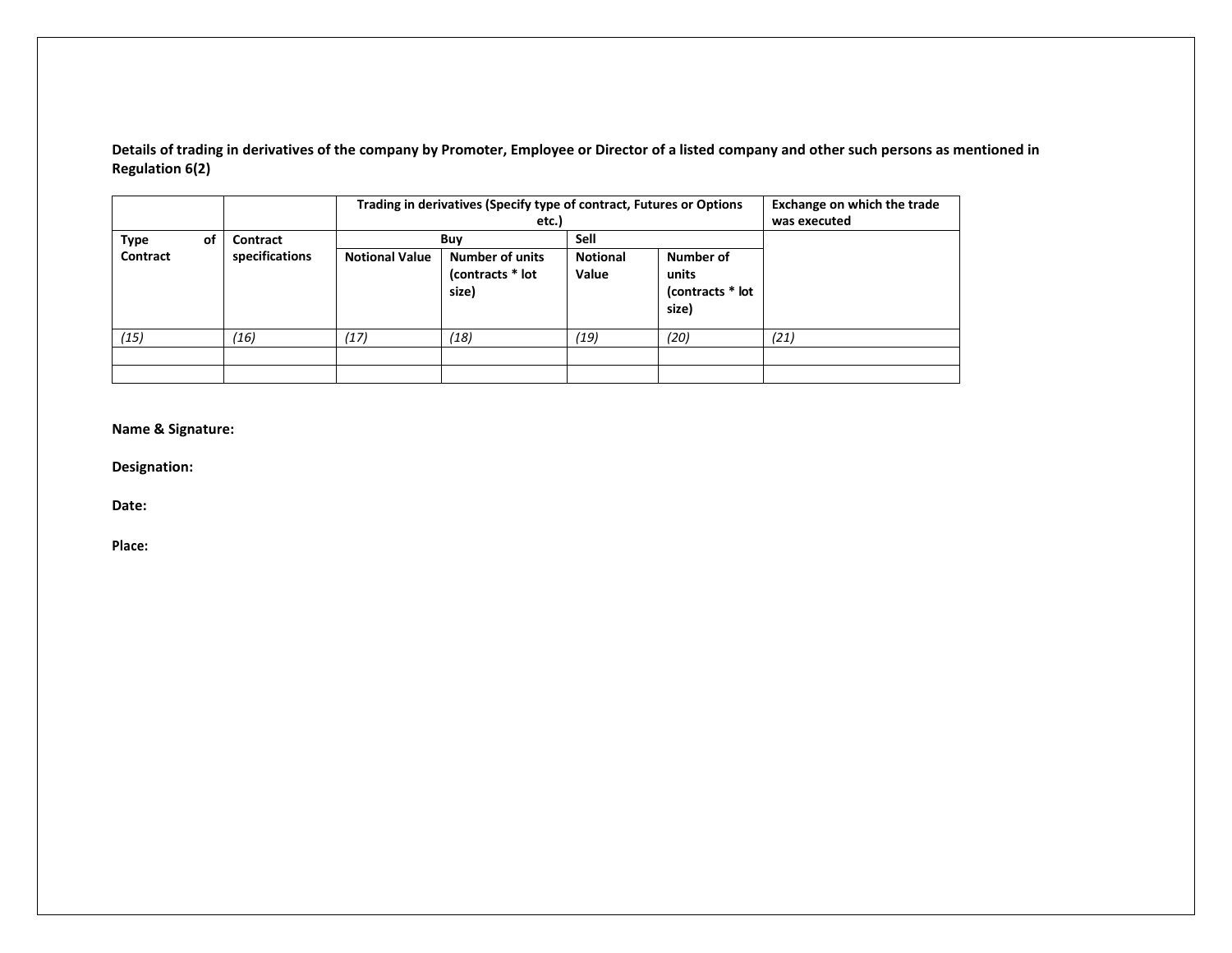**Details of trading in derivatives of the company by Promoter, Employee or Director of a listed company and other such persons as mentioned in Regulation 6(2)**

| | | Trading in derivatives (Specify type of contract, Futures or Options etc.) | | | | Exchange on which the trade was executed |
|---|---|---|---|---|---|---|
| Type of Contract | Contract specifications | Buy | | Sell | | |
| | | Notional Value | Number of units (contracts * lot size) | Notional Value | Number of units (contracts * lot size) | |
| *(15)* | *(16)* | *(17)* | *(18)* | *(19)* | *(20)* | *(21)* |
| | | | | | | |
| | | | | | | |

**Name & Signature:**

**Designation:**

**Date:**

**Place:**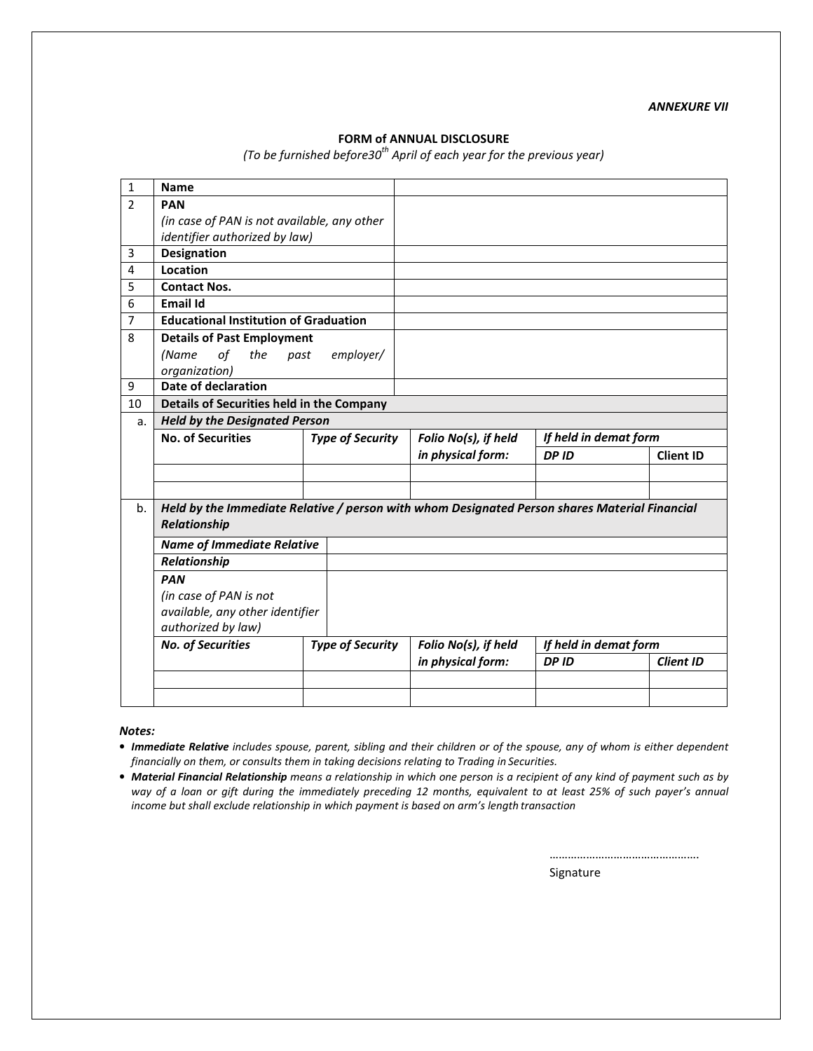*ANNEXURE VII*

**FORM of ANNUAL DISCLOSURE**

*(To be furnished before30th April of each year for the previous year)*

| | | | | | |
|---|---|---|---|---|---|
| 1 | **Name** | | | | |
| 2 | **PAN** *(in case of PAN is not available, any other identifier authorized by law)* | | | | |
| 3 | **Designation** | | | | |
| 4 | **Location** | | | | |
| 5 | **Contact Nos.** | | | | |
| 6 | **Email Id** | | | | |
| 7 | **Educational Institution of Graduation** | | | | |
| 8 | **Details of Past Employment** *(Name of the past employer/ organization)* | | | | |
| 9 | **Date of declaration** | | | | |
| 10 | **Details of Securities held in the Company** | | | | |
| a. | ***Held by the Designated Person*** | | | | |
| | **No. of Securities** | ***Type of Security*** | ***Folio No(s), if held in physical form:*** | ***If held in demat form*** | |
| | | | | ***DP ID*** | **Client ID** |
| | | | | | |
| | | | | | |
| b. | ***Held by the Immediate Relative / person with whom Designated Person shares Material Financial Relationship*** | | | | |
| | ***Name of Immediate Relative*** | | | | |
| | ***Relationship*** | | | | |
| | ***PAN*** *(in case of PAN is not available, any other identifier authorized by law)* | | | | |
| | ***No. of Securities*** | ***Type of Security*** | ***Folio No(s), if held in physical form:*** | ***If held in demat form*** | |
| | | | | ***DP ID*** | ***Client ID*** |
| | | | | | |
| | | | | | |

***Notes:***

- ***Immediate Relative*** *includes spouse, parent, sibling and their children or of the spouse, any of whom is either dependent financially on them, or consults them in taking decisions relating to Trading in Securities.*
- ***Material Financial Relationship*** *means a relationship in which one person is a recipient of any kind of payment such as by way of a loan or gift during the immediately preceding 12 months, equivalent to at least 25% of such payer's annual income but shall exclude relationship in which payment is based on arm's length transaction*

…………………………………………

Signature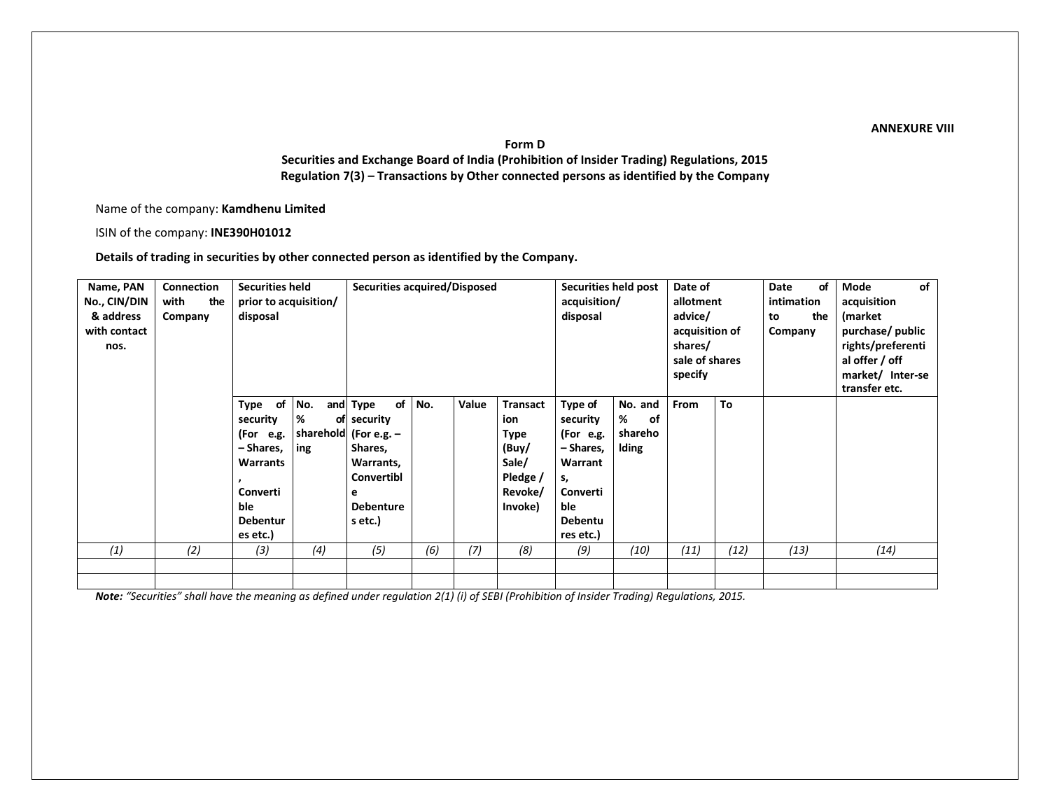**ANNEXURE VIII**

**Form D**

**Securities and Exchange Board of India (Prohibition of Insider Trading) Regulations, 2015**

**Regulation 7(3) – Transactions by Other connected persons as identified by the Company**

Name of the company: **Kamdhenu Limited**

ISIN of the company: **INE390H01012**

**Details of trading in securities by other connected person as identified by the Company.**

| Name, PAN No., CIN/DIN & address with contact nos. | Connection with the Company | Securities held prior to acquisition/ disposal | | Securities acquired/Disposed | | | | Securities held post acquisition/ disposal | | Date of allotment advice/ acquisition of shares/ sale of shares specify | | Date of intimation to the Company | Mode of acquisition (market purchase/ public rights/preferential offer / off market/ Inter-se transfer etc. |
|---|---|---|---|---|---|---|---|---|---|---|---|---|---|
| | | Type of security (For e.g. – Shares, Warrants, Convertible Debentures etc.) | No. and % of shareholding | Type of security (For e.g. – Shares, Warrants, Convertible Debentures etc.) | No. | Value | Transaction Type (Buy/ Sale/ Pledge / Revoke/ Invoke) | Type of security (For e.g. – Shares, Warrants, Convertible Debentures etc.) | No. and % of shareholding | From | To | | |
| *(1)* | *(2)* | *(3)* | *(4)* | *(5)* | *(6)* | *(7)* | *(8)* | *(9)* | *(10)* | *(11)* | *(12)* | *(13)* | *(14)* |
| | | | | | | | | | | | | | |
| | | | | | | | | | | | | | |

***Note:*** *"Securities" shall have the meaning as defined under regulation 2(1) (i) of SEBI (Prohibition of Insider Trading) Regulations, 2015.*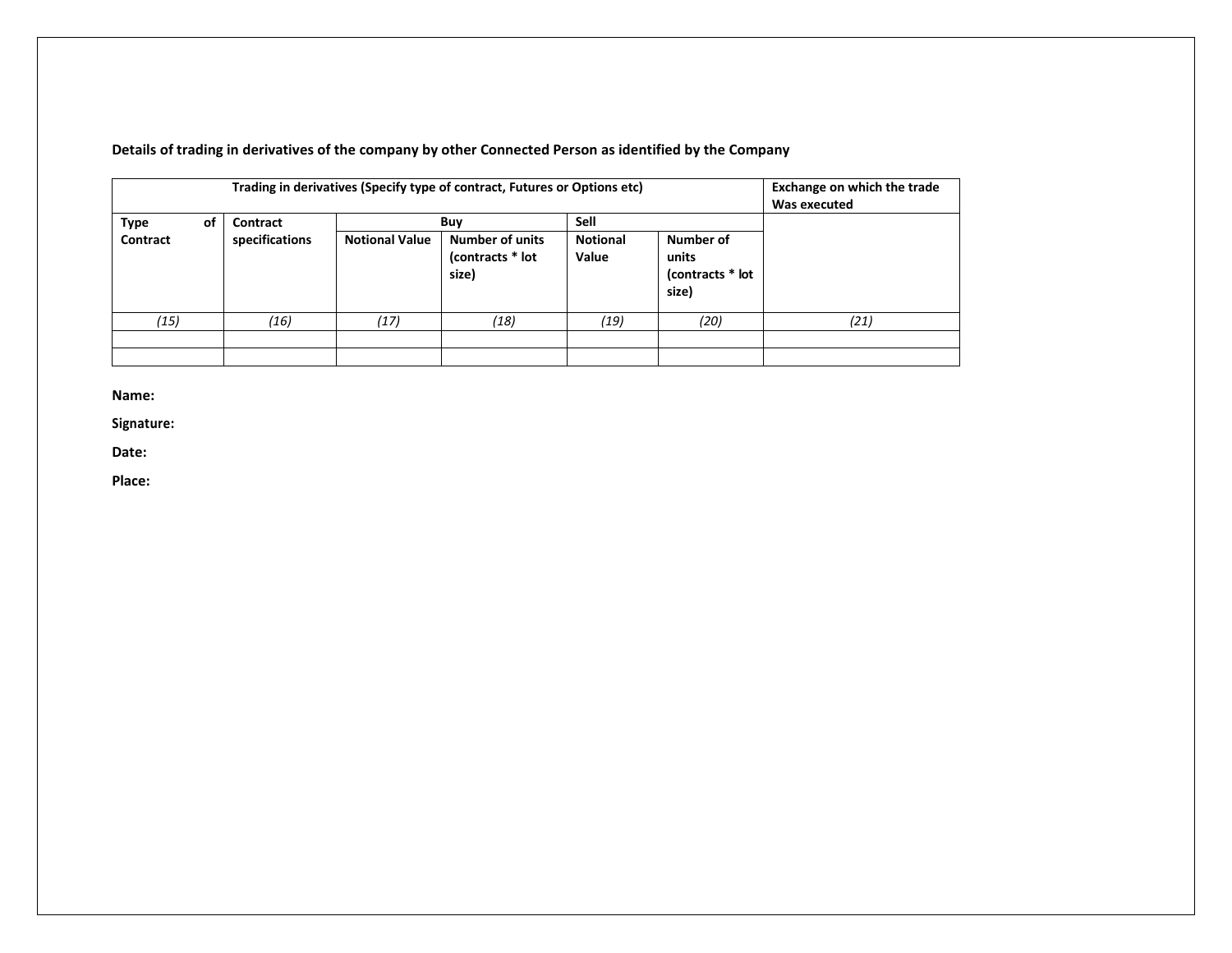**Details of trading in derivatives of the company by other Connected Person as identified by the Company**

| Trading in derivatives (Specify type of contract, Futures or Options etc) | | | | | | Exchange on which the trade Was executed |
|---|---|---|---|---|---|---|
| Type of Contract | Contract specifications | Buy | | Sell | | |
| | | Notional Value | Number of units (contracts * lot size) | Notional Value | Number of units (contracts * lot size) | |
| *(15)* | *(16)* | *(17)* | *(18)* | *(19)* | *(20)* | *(21)* |
| | | | | | | |
| | | | | | | |

**Name:**

**Signature:**

**Date:**

**Place:**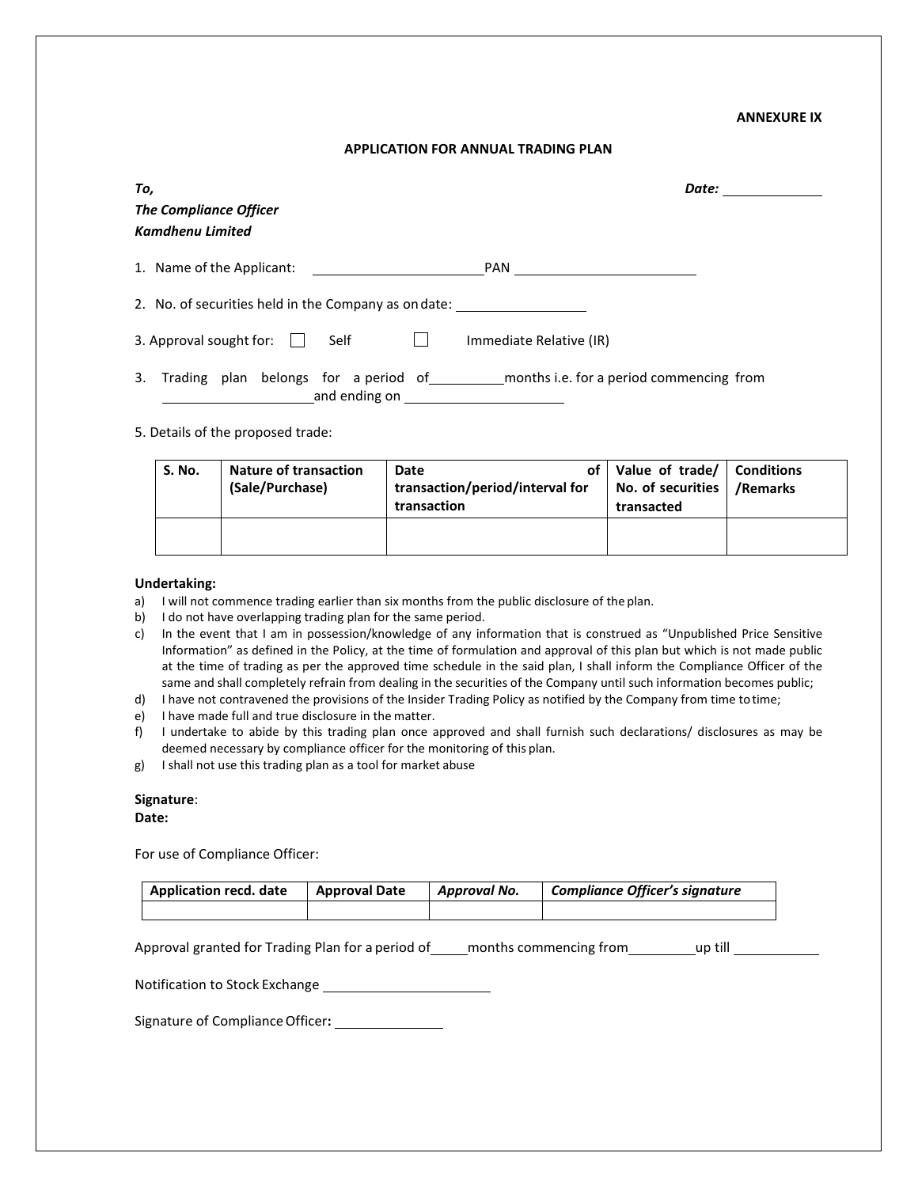**ANNEXURE IX**

**APPLICATION FOR ANNUAL TRADING PLAN**

***To,***
***The Compliance Officer***
***Kamdhenu Limited***

***Date:*** ____________

1. Name of the Applicant: ______________________ PAN ______________________

2. No. of securities held in the Company as on date: ________________

3. Approval sought for: ☐ Self ☐ Immediate Relative (IR)

3. Trading plan belongs for a period of ________ months i.e. for a period commencing from ________________ and ending on ________________

5. Details of the proposed trade:

| S. No. | Nature of transaction (Sale/Purchase) | Date of transaction/period/interval for transaction | Value of trade/ No. of securities transacted | Conditions /Remarks |
|---|---|---|---|---|
| | | | | |

**Undertaking:**

a) I will not commence trading earlier than six months from the public disclosure of the plan.
b) I do not have overlapping trading plan for the same period.
c) In the event that I am in possession/knowledge of any information that is construed as "Unpublished Price Sensitive Information" as defined in the Policy, at the time of formulation and approval of this plan but which is not made public at the time of trading as per the approved time schedule in the said plan, I shall inform the Compliance Officer of the same and shall completely refrain from dealing in the securities of the Company until such information becomes public;
d) I have not contravened the provisions of the Insider Trading Policy as notified by the Company from time to time;
e) I have made full and true disclosure in the matter.
f) I undertake to abide by this trading plan once approved and shall furnish such declarations/ disclosures as may be deemed necessary by compliance officer for the monitoring of this plan.
g) I shall not use this trading plan as a tool for market abuse

**Signature**:
**Date:**

For use of Compliance Officer:

| Application recd. date | Approval Date | *Approval No.* | *Compliance Officer's signature* |
|---|---|---|---|
| | | | |

Approval granted for Trading Plan for a period of _____ months commencing from _________ up till ___________

Notification to Stock Exchange ______________________

Signature of Compliance Officer**:** ______________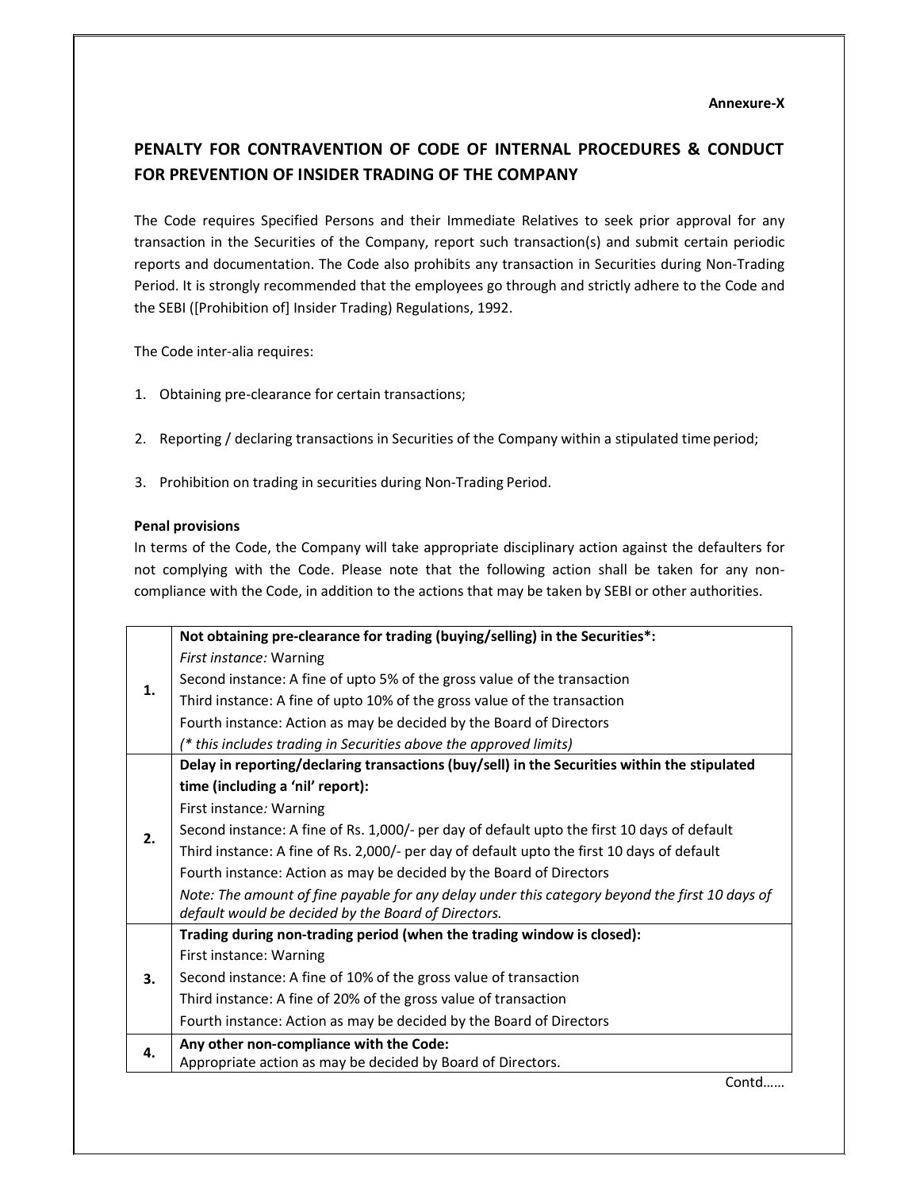**Annexure-X**

## PENALTY FOR CONTRAVENTION OF CODE OF INTERNAL PROCEDURES & CONDUCT FOR PREVENTION OF INSIDER TRADING OF THE COMPANY

The Code requires Specified Persons and their Immediate Relatives to seek prior approval for any transaction in the Securities of the Company, report such transaction(s) and submit certain periodic reports and documentation. The Code also prohibits any transaction in Securities during Non-Trading Period. It is strongly recommended that the employees go through and strictly adhere to the Code and the SEBI ([Prohibition of] Insider Trading) Regulations, 1992.

The Code inter-alia requires:

1. Obtaining pre-clearance for certain transactions;
2. Reporting / declaring transactions in Securities of the Company within a stipulated time period;
3. Prohibition on trading in securities during Non-Trading Period.

**Penal provisions**

In terms of the Code, the Company will take appropriate disciplinary action against the defaulters for not complying with the Code. Please note that the following action shall be taken for any non-compliance with the Code, in addition to the actions that may be taken by SEBI or other authorities.

| | |
|---|---|
| **1.** | **Not obtaining pre-clearance for trading (buying/selling) in the Securities\*:**<br>*First instance:* Warning<br>Second instance: A fine of upto 5% of the gross value of the transaction<br>Third instance: A fine of upto 10% of the gross value of the transaction<br>Fourth instance: Action as may be decided by the Board of Directors<br>*(\* this includes trading in Securities above the approved limits)* |
| **2.** | **Delay in reporting/declaring transactions (buy/sell) in the Securities within the stipulated time (including a 'nil' report):**<br>First instance*:* Warning<br>Second instance: A fine of Rs. 1,000/- per day of default upto the first 10 days of default<br>Third instance: A fine of Rs. 2,000/- per day of default upto the first 10 days of default<br>Fourth instance: Action as may be decided by the Board of Directors<br>*Note: The amount of fine payable for any delay under this category beyond the first 10 days of default would be decided by the Board of Directors.* |
| **3.** | **Trading during non-trading period (when the trading window is closed):**<br>First instance: Warning<br>Second instance: A fine of 10% of the gross value of transaction<br>Third instance: A fine of 20% of the gross value of transaction<br>Fourth instance: Action as may be decided by the Board of Directors |
| **4.** | **Any other non-compliance with the Code:**<br>Appropriate action as may be decided by Board of Directors. |

Contd……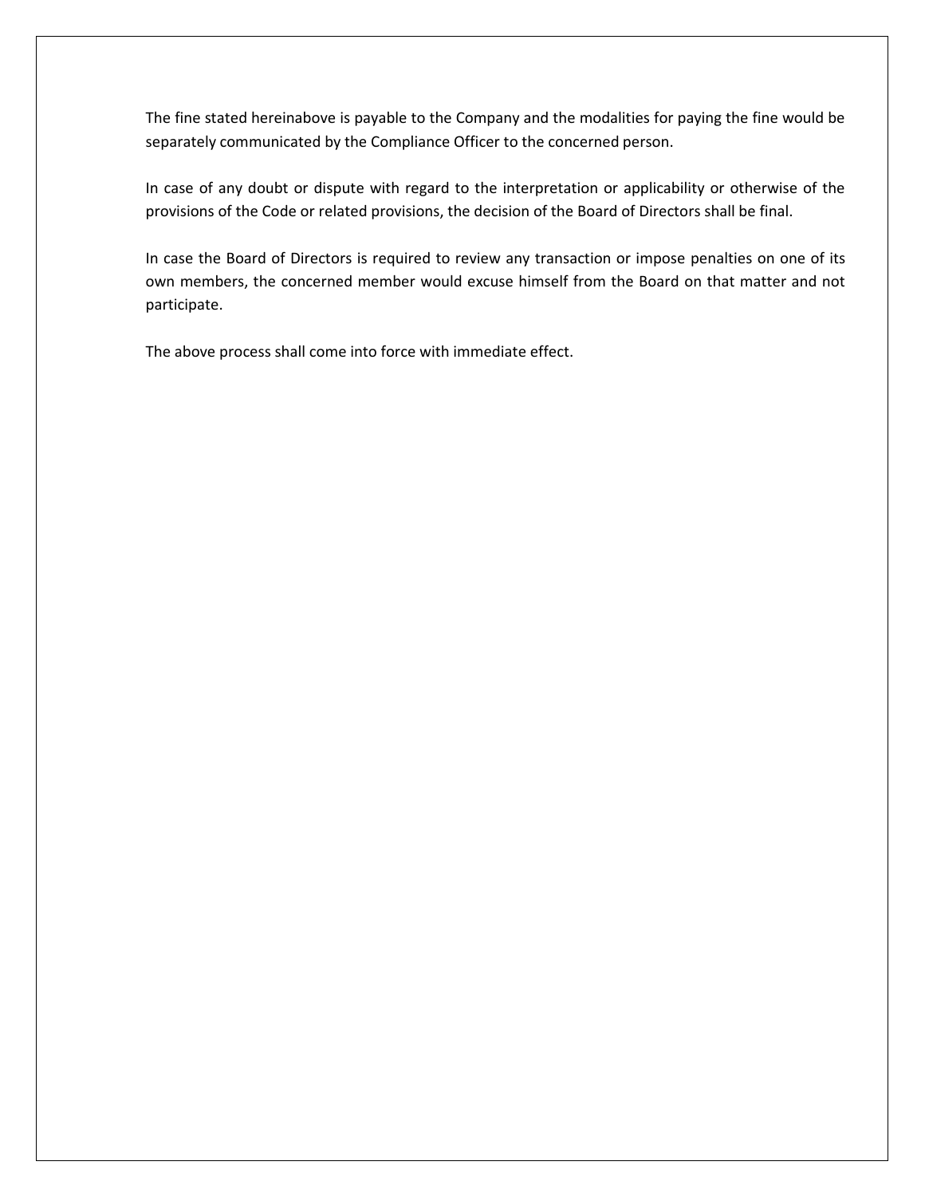The fine stated hereinabove is payable to the Company and the modalities for paying the fine would be separately communicated by the Compliance Officer to the concerned person.

In case of any doubt or dispute with regard to the interpretation or applicability or otherwise of the provisions of the Code or related provisions, the decision of the Board of Directors shall be final.

In case the Board of Directors is required to review any transaction or impose penalties on one of its own members, the concerned member would excuse himself from the Board on that matter and not participate.

The above process shall come into force with immediate effect.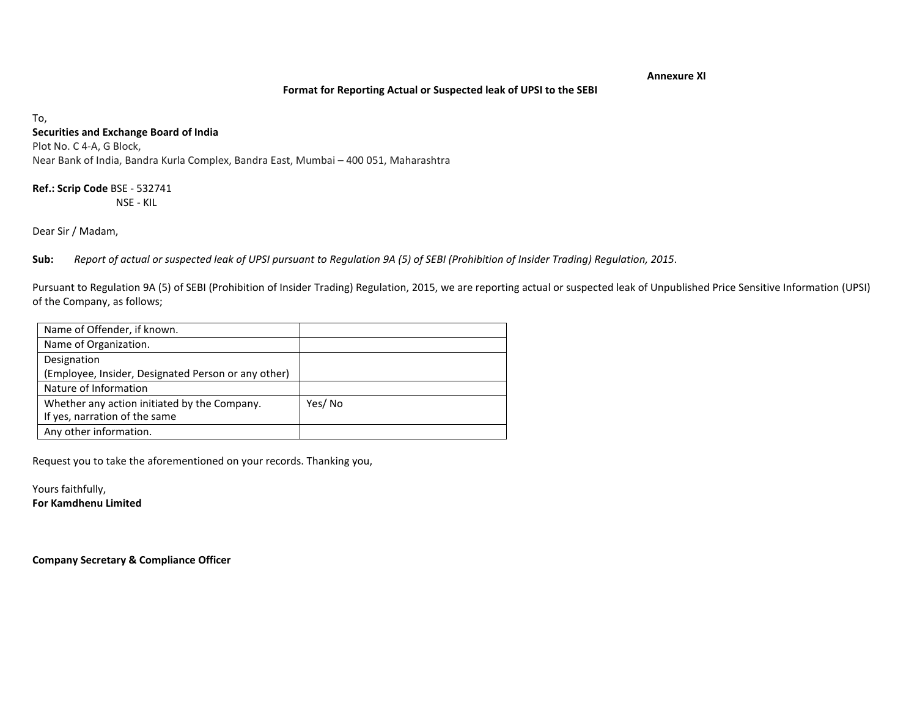**Annexure XI**

**Format for Reporting Actual or Suspected leak of UPSI to the SEBI**

To,

**Securities and Exchange Board of India**
Plot No. C 4-A, G Block,
Near Bank of India, Bandra Kurla Complex, Bandra East, Mumbai – 400 051, Maharashtra

**Ref.: Scrip Code** BSE - 532741
NSE - KIL

Dear Sir / Madam,

**Sub:** *Report of actual or suspected leak of UPSI pursuant to Regulation 9A (5) of SEBI (Prohibition of Insider Trading) Regulation, 2015.*

Pursuant to Regulation 9A (5) of SEBI (Prohibition of Insider Trading) Regulation, 2015, we are reporting actual or suspected leak of Unpublished Price Sensitive Information (UPSI) of the Company, as follows;

| | |
|---|---|
| Name of Offender, if known. | |
| Name of Organization. | |
| Designation<br>(Employee, Insider, Designated Person or any other) | |
| Nature of Information | |
| Whether any action initiated by the Company.<br>If yes, narration of the same | Yes/ No |
| Any other information. | |

Request you to take the aforementioned on your records. Thanking you,

Yours faithfully,
**For Kamdhenu Limited**

**Company Secretary & Compliance Officer**